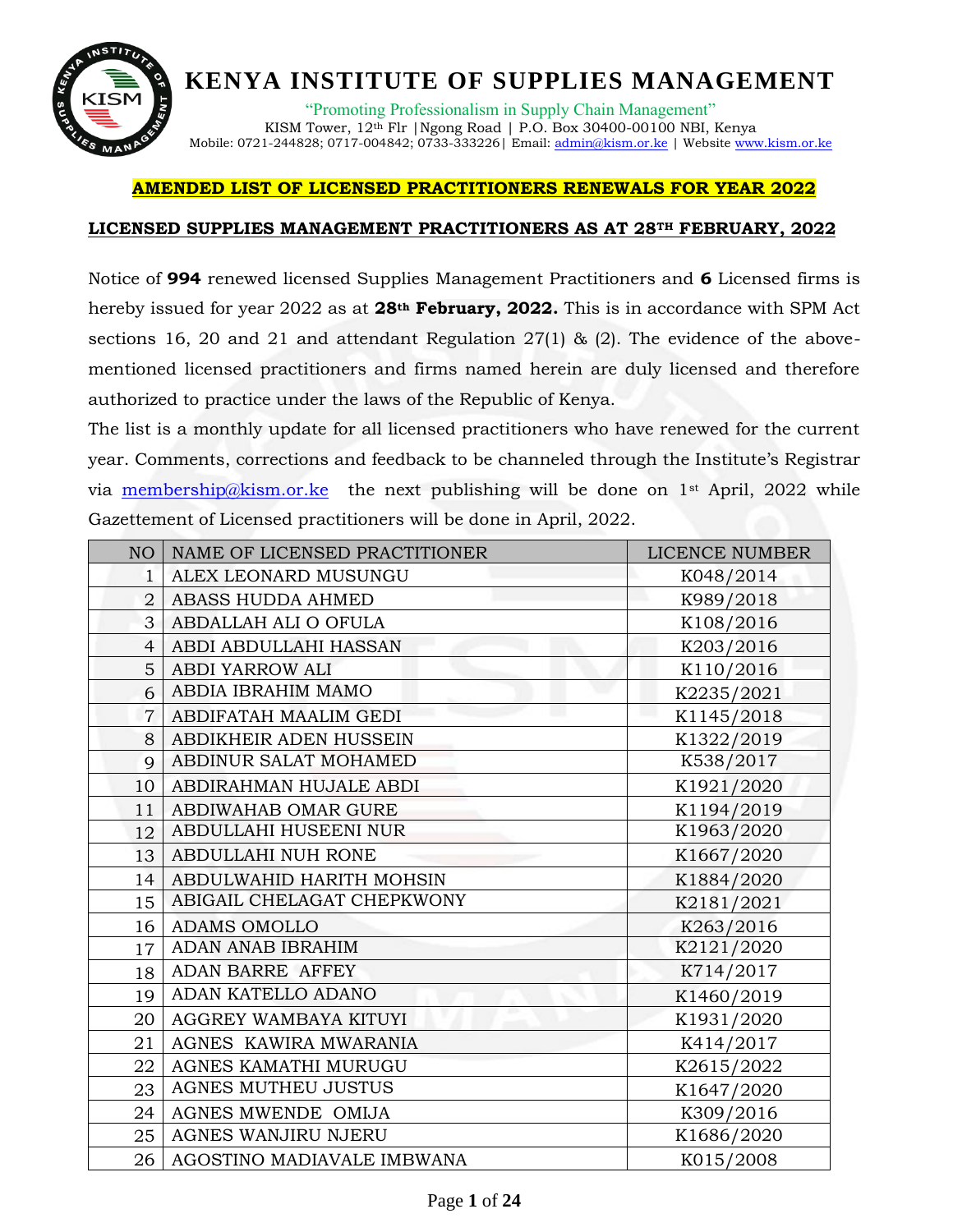# KENYA INSTITUTE OF SUPPLIES MANAGEMENT

"Promoting Professionalism in Supply Chain Management"

KISM Tower, 12th Flr |Ngong Road | P.O. Box 30400-00100 NBI, Kenya
Mobile: 0721-244828; 0717-004842; 0733-333226| Email: admin@kism.or.ke | Website www.kism.or.ke

## AMENDED LIST OF LICENSED PRACTITIONERS RENEWALS FOR YEAR 2022

## LICENSED SUPPLIES MANAGEMENT PRACTITIONERS AS AT 28TH FEBRUARY, 2022

Notice of **994** renewed licensed Supplies Management Practitioners and **6** Licensed firms is hereby issued for year 2022 as at **28th February, 2022.** This is in accordance with SPM Act sections 16, 20 and 21 and attendant Regulation 27(1) & (2). The evidence of the above-mentioned licensed practitioners and firms named herein are duly licensed and therefore authorized to practice under the laws of the Republic of Kenya.

The list is a monthly update for all licensed practitioners who have renewed for the current year. Comments, corrections and feedback to be channeled through the Institute's Registrar via membership@kism.or.ke the next publishing will be done on 1st April, 2022 while Gazettement of Licensed practitioners will be done in April, 2022.

| NO | NAME OF LICENSED PRACTITIONER | LICENCE NUMBER |
|---|---|---|
| 1 | ALEX LEONARD MUSUNGU | K048/2014 |
| 2 | ABASS HUDDA AHMED | K989/2018 |
| 3 | ABDALLAH ALI O OFULA | K108/2016 |
| 4 | ABDI ABDULLAHI HASSAN | K203/2016 |
| 5 | ABDI YARROW ALI | K110/2016 |
| 6 | ABDIA IBRAHIM MAMO | K2235/2021 |
| 7 | ABDIFATAH MAALIM GEDI | K1145/2018 |
| 8 | ABDIKHEIR ADEN HUSSEIN | K1322/2019 |
| 9 | ABDINUR SALAT MOHAMED | K538/2017 |
| 10 | ABDIRAHMAN HUJALE ABDI | K1921/2020 |
| 11 | ABDIWAHAB OMAR GURE | K1194/2019 |
| 12 | ABDULLAHI HUSEENI NUR | K1963/2020 |
| 13 | ABDULLAHI NUH RONE | K1667/2020 |
| 14 | ABDULWAHID HARITH MOHSIN | K1884/2020 |
| 15 | ABIGAIL CHELAGAT CHEPKWONY | K2181/2021 |
| 16 | ADAMS OMOLLO | K263/2016 |
| 17 | ADAN ANAB IBRAHIM | K2121/2020 |
| 18 | ADAN BARRE AFFEY | K714/2017 |
| 19 | ADAN KATELLO ADANO | K1460/2019 |
| 20 | AGGREY WAMBAYA KITUYI | K1931/2020 |
| 21 | AGNES KAWIRA MWARANIA | K414/2017 |
| 22 | AGNES KAMATHI MURUGU | K2615/2022 |
| 23 | AGNES MUTHEU JUSTUS | K1647/2020 |
| 24 | AGNES MWENDE OMIJA | K309/2016 |
| 25 | AGNES WANJIRU NJERU | K1686/2020 |
| 26 | AGOSTINO MADIAVALE IMBWANA | K015/2008 |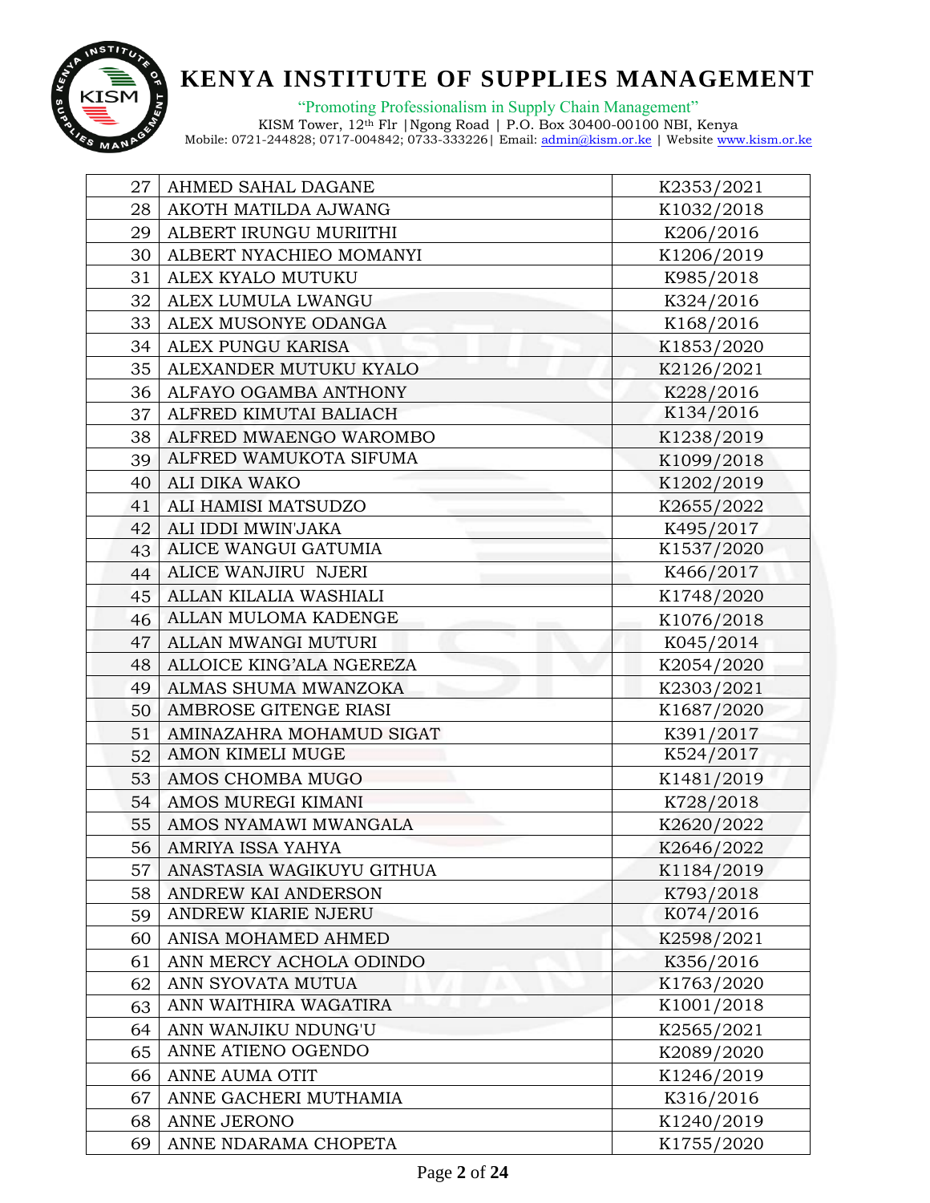| 27 | AHMED SAHAL DAGANE | K2353/2021 |
|---|---|---|
| 28 | AKOTH MATILDA AJWANG | K1032/2018 |
| 29 | ALBERT IRUNGU MURIITHI | K206/2016 |
| 30 | ALBERT NYACHIEO MOMANYI | K1206/2019 |
| 31 | ALEX KYALO MUTUKU | K985/2018 |
| 32 | ALEX LUMULA LWANGU | K324/2016 |
| 33 | ALEX MUSONYE ODANGA | K168/2016 |
| 34 | ALEX PUNGU KARISA | K1853/2020 |
| 35 | ALEXANDER MUTUKU KYALO | K2126/2021 |
| 36 | ALFAYO OGAMBA ANTHONY | K228/2016 |
| 37 | ALFRED KIMUTAI BALIACH | K134/2016 |
| 38 | ALFRED MWAENGO WAROMBO | K1238/2019 |
| 39 | ALFRED WAMUKOTA SIFUMA | K1099/2018 |
| 40 | ALI DIKA WAKO | K1202/2019 |
| 41 | ALI HAMISI MATSUDZO | K2655/2022 |
| 42 | ALI IDDI MWIN'JAKA | K495/2017 |
| 43 | ALICE WANGUI GATUMIA | K1537/2020 |
| 44 | ALICE WANJIRU NJERI | K466/2017 |
| 45 | ALLAN KILALIA WASHIALI | K1748/2020 |
| 46 | ALLAN MULOMA KADENGE | K1076/2018 |
| 47 | ALLAN MWANGI MUTURI | K045/2014 |
| 48 | ALLOICE KING'ALA NGEREZA | K2054/2020 |
| 49 | ALMAS SHUMA MWANZOKA | K2303/2021 |
| 50 | AMBROSE GITENGE RIASI | K1687/2020 |
| 51 | AMINAZAHRA MOHAMUD SIGAT | K391/2017 |
| 52 | AMON KIMELI MUGE | K524/2017 |
| 53 | AMOS CHOMBA MUGO | K1481/2019 |
| 54 | AMOS MUREGI KIMANI | K728/2018 |
| 55 | AMOS NYAMAWI MWANGALA | K2620/2022 |
| 56 | AMRIYA ISSA YAHYA | K2646/2022 |
| 57 | ANASTASIA WAGIKUYU GITHUA | K1184/2019 |
| 58 | ANDREW KAI ANDERSON | K793/2018 |
| 59 | ANDREW KIARIE NJERU | K074/2016 |
| 60 | ANISA MOHAMED AHMED | K2598/2021 |
| 61 | ANN MERCY ACHOLA ODINDO | K356/2016 |
| 62 | ANN SYOVATA MUTUA | K1763/2020 |
| 63 | ANN WAITHIRA WAGATIRA | K1001/2018 |
| 64 | ANN WANJIKU NDUNG'U | K2565/2021 |
| 65 | ANNE ATIENO OGENDO | K2089/2020 |
| 66 | ANNE AUMA OTIT | K1246/2019 |
| 67 | ANNE GACHERI MUTHAMIA | K316/2016 |
| 68 | ANNE JERONO | K1240/2019 |
| 69 | ANNE NDARAMA CHOPETA | K1755/2020 |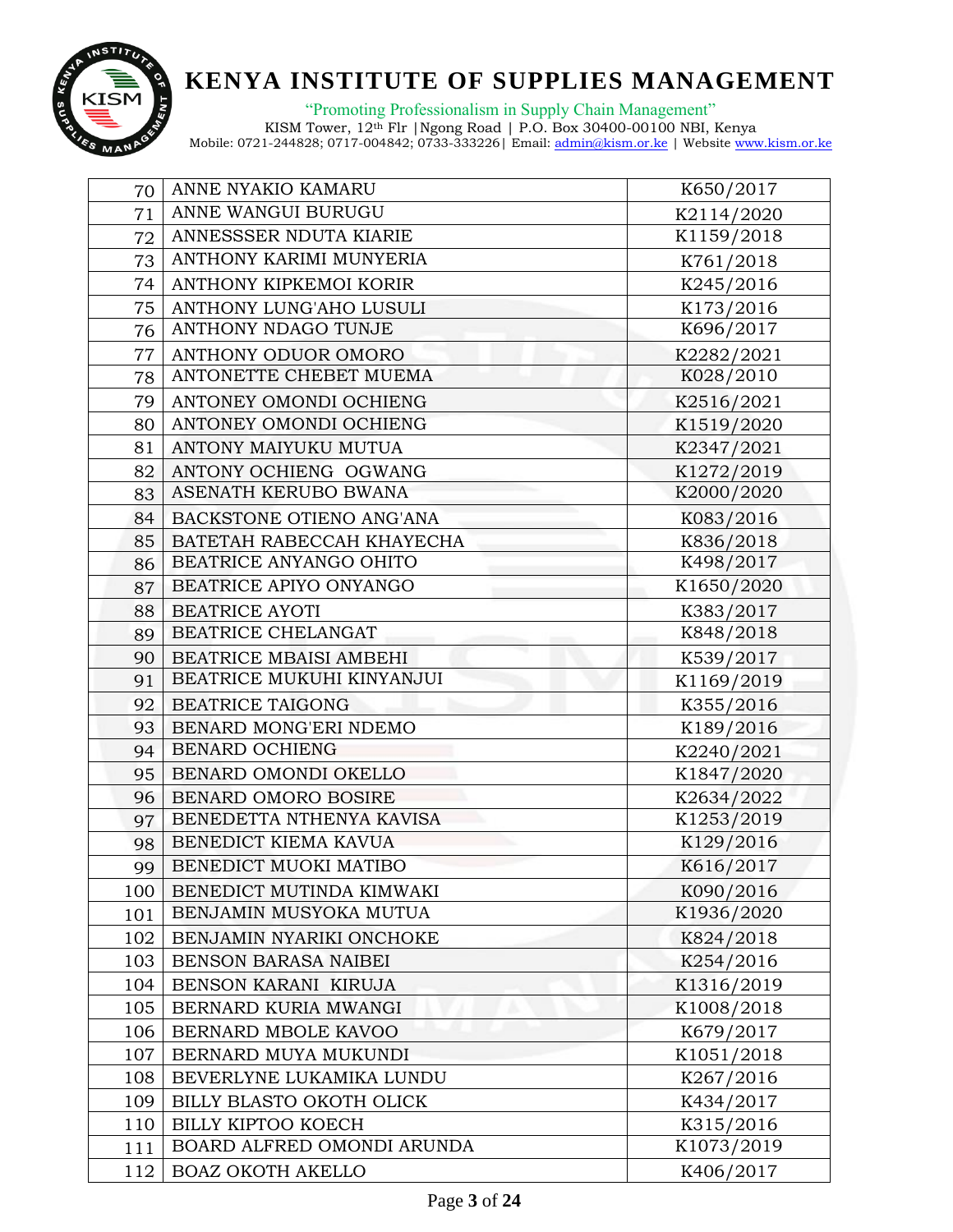| | | |
|---|---|---|
| 70 | ANNE NYAKIO KAMARU | K650/2017 |
| 71 | ANNE WANGUI BURUGU | K2114/2020 |
| 72 | ANNESSSER NDUTA KIARIE | K1159/2018 |
| 73 | ANTHONY KARIMI MUNYERIA | K761/2018 |
| 74 | ANTHONY KIPKEMOI KORIR | K245/2016 |
| 75 | ANTHONY LUNG'AHO LUSULI | K173/2016 |
| 76 | ANTHONY NDAGO TUNJE | K696/2017 |
| 77 | ANTHONY ODUOR OMORO | K2282/2021 |
| 78 | ANTONETTE CHEBET MUEMA | K028/2010 |
| 79 | ANTONEY OMONDI OCHIENG | K2516/2021 |
| 80 | ANTONEY OMONDI OCHIENG | K1519/2020 |
| 81 | ANTONY MAIYUKU MUTUA | K2347/2021 |
| 82 | ANTONY OCHIENG OGWANG | K1272/2019 |
| 83 | ASENATH KERUBO BWANA | K2000/2020 |
| 84 | BACKSTONE OTIENO ANG'ANA | K083/2016 |
| 85 | BATETAH RABECCAH KHAYECHA | K836/2018 |
| 86 | BEATRICE ANYANGO OHITO | K498/2017 |
| 87 | BEATRICE APIYO ONYANGO | K1650/2020 |
| 88 | BEATRICE AYOTI | K383/2017 |
| 89 | BEATRICE CHELANGAT | K848/2018 |
| 90 | BEATRICE MBAISI AMBEHI | K539/2017 |
| 91 | BEATRICE MUKUHI KINYANJUI | K1169/2019 |
| 92 | BEATRICE TAIGONG | K355/2016 |
| 93 | BENARD MONG'ERI NDEMO | K189/2016 |
| 94 | BENARD OCHIENG | K2240/2021 |
| 95 | BENARD OMONDI OKELLO | K1847/2020 |
| 96 | BENARD OMORO BOSIRE | K2634/2022 |
| 97 | BENEDETTA NTHENYA KAVISA | K1253/2019 |
| 98 | BENEDICT KIEMA KAVUA | K129/2016 |
| 99 | BENEDICT MUOKI MATIBO | K616/2017 |
| 100 | BENEDICT MUTINDA KIMWAKI | K090/2016 |
| 101 | BENJAMIN MUSYOKA MUTUA | K1936/2020 |
| 102 | BENJAMIN NYARIKI ONCHOKE | K824/2018 |
| 103 | BENSON BARASA NAIBEI | K254/2016 |
| 104 | BENSON KARANI KIRUJA | K1316/2019 |
| 105 | BERNARD KURIA MWANGI | K1008/2018 |
| 106 | BERNARD MBOLE KAVOO | K679/2017 |
| 107 | BERNARD MUYA MUKUNDI | K1051/2018 |
| 108 | BEVERLYNE LUKAMIKA LUNDU | K267/2016 |
| 109 | BILLY BLASTO OKOTH OLICK | K434/2017 |
| 110 | BILLY KIPTOO KOECH | K315/2016 |
| 111 | BOARD ALFRED OMONDI ARUNDA | K1073/2019 |
| 112 | BOAZ OKOTH AKELLO | K406/2017 |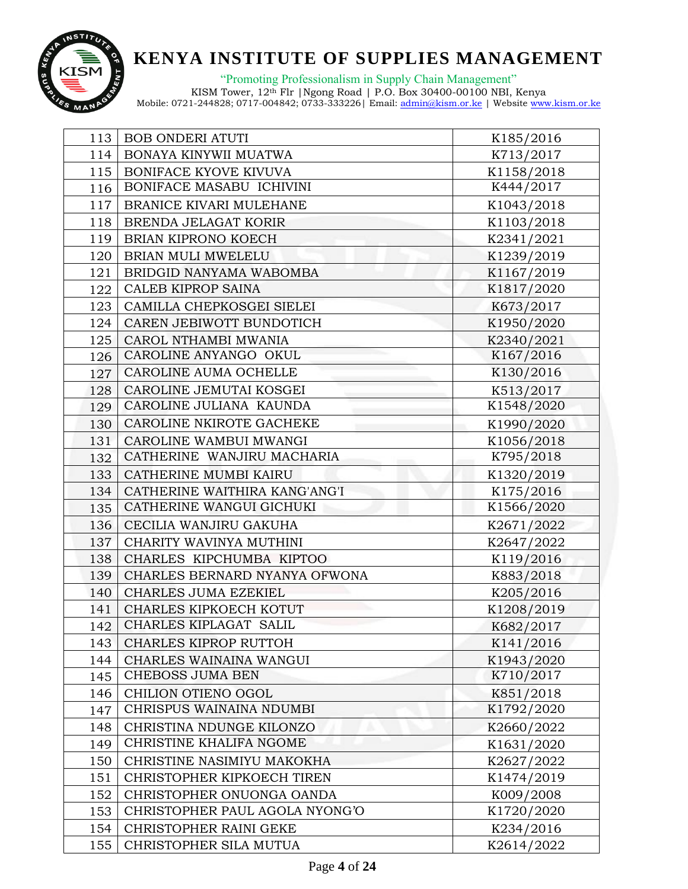| 113 | BOB ONDERI ATUTI | K185/2016 |
|---|---|---|
| 114 | BONAYA KINYWII MUATWA | K713/2017 |
| 115 | BONIFACE KYOVE KIVUVA | K1158/2018 |
| 116 | BONIFACE MASABU ICHIVINI | K444/2017 |
| 117 | BRANICE KIVARI MULEHANE | K1043/2018 |
| 118 | BRENDA JELAGAT KORIR | K1103/2018 |
| 119 | BRIAN KIPRONO KOECH | K2341/2021 |
| 120 | BRIAN MULI MWELELU | K1239/2019 |
| 121 | BRIDGID NANYAMA WABOMBA | K1167/2019 |
| 122 | CALEB KIPROP SAINA | K1817/2020 |
| 123 | CAMILLA CHEPKOSGEI SIELEI | K673/2017 |
| 124 | CAREN JEBIWOTT BUNDOTICH | K1950/2020 |
| 125 | CAROL NTHAMBI MWANIA | K2340/2021 |
| 126 | CAROLINE ANYANGO OKUL | K167/2016 |
| 127 | CAROLINE AUMA OCHELLE | K130/2016 |
| 128 | CAROLINE JEMUTAI KOSGEI | K513/2017 |
| 129 | CAROLINE JULIANA KAUNDA | K1548/2020 |
| 130 | CAROLINE NKIROTE GACHEKE | K1990/2020 |
| 131 | CAROLINE WAMBUI MWANGI | K1056/2018 |
| 132 | CATHERINE WANJIRU MACHARIA | K795/2018 |
| 133 | CATHERINE MUMBI KAIRU | K1320/2019 |
| 134 | CATHERINE WAITHIRA KANG'ANG'I | K175/2016 |
| 135 | CATHERINE WANGUI GICHUKI | K1566/2020 |
| 136 | CECILIA WANJIRU GAKUHA | K2671/2022 |
| 137 | CHARITY WAVINYA MUTHINI | K2647/2022 |
| 138 | CHARLES KIPCHUMBA KIPTOO | K119/2016 |
| 139 | CHARLES BERNARD NYANYA OFWONA | K883/2018 |
| 140 | CHARLES JUMA EZEKIEL | K205/2016 |
| 141 | CHARLES KIPKOECH KOTUT | K1208/2019 |
| 142 | CHARLES KIPLAGAT SALIL | K682/2017 |
| 143 | CHARLES KIPROP RUTTOH | K141/2016 |
| 144 | CHARLES WAINAINA WANGUI | K1943/2020 |
| 145 | CHEBOSS JUMA BEN | K710/2017 |
| 146 | CHILION OTIENO OGOL | K851/2018 |
| 147 | CHRISPUS WAINAINA NDUMBI | K1792/2020 |
| 148 | CHRISTINA NDUNGE KILONZO | K2660/2022 |
| 149 | CHRISTINE KHALIFA NGOME | K1631/2020 |
| 150 | CHRISTINE NASIMIYU MAKOKHA | K2627/2022 |
| 151 | CHRISTOPHER KIPKOECH TIREN | K1474/2019 |
| 152 | CHRISTOPHER ONUONGA OANDA | K009/2008 |
| 153 | CHRISTOPHER PAUL AGOLA NYONG'O | K1720/2020 |
| 154 | CHRISTOPHER RAINI GEKE | K234/2016 |
| 155 | CHRISTOPHER SILA MUTUA | K2614/2022 |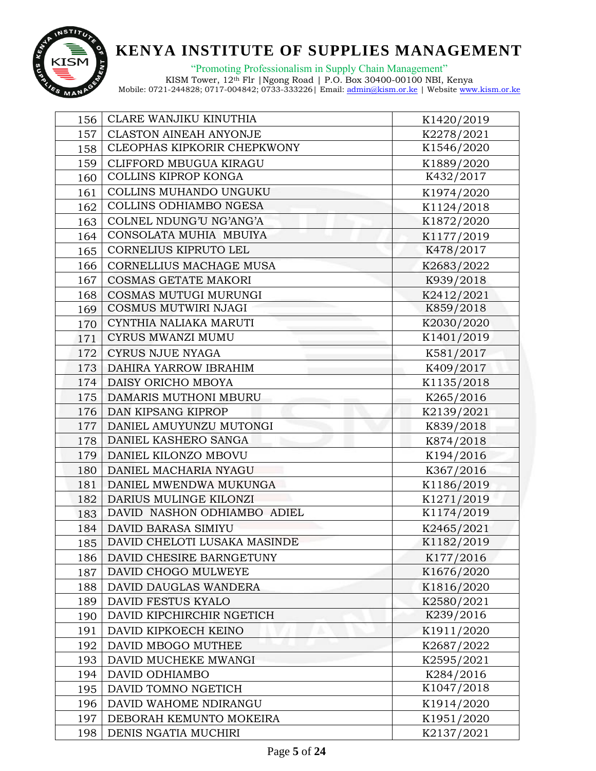| | | |
|---|---|---|
| 156 | CLARE WANJIKU KINUTHIA | K1420/2019 |
| 157 | CLASTON AINEAH ANYONJE | K2278/2021 |
| 158 | CLEOPHAS KIPKORIR CHEPKWONY | K1546/2020 |
| 159 | CLIFFORD MBUGUA KIRAGU | K1889/2020 |
| 160 | COLLINS KIPROP KONGA | K432/2017 |
| 161 | COLLINS MUHANDO UNGUKU | K1974/2020 |
| 162 | COLLINS ODHIAMBO NGESA | K1124/2018 |
| 163 | COLNEL NDUNG'U NG'ANG'A | K1872/2020 |
| 164 | CONSOLATA MUHIA MBUIYA | K1177/2019 |
| 165 | CORNELIUS KIPRUTO LEL | K478/2017 |
| 166 | CORNELLIUS MACHAGE MUSA | K2683/2022 |
| 167 | COSMAS GETATE MAKORI | K939/2018 |
| 168 | COSMAS MUTUGI MURUNGI | K2412/2021 |
| 169 | COSMUS MUTWIRI NJAGI | K859/2018 |
| 170 | CYNTHIA NALIAKA MARUTI | K2030/2020 |
| 171 | CYRUS MWANZI MUMU | K1401/2019 |
| 172 | CYRUS NJUE NYAGA | K581/2017 |
| 173 | DAHIRA YARROW IBRAHIM | K409/2017 |
| 174 | DAISY ORICHO MBOYA | K1135/2018 |
| 175 | DAMARIS MUTHONI MBURU | K265/2016 |
| 176 | DAN KIPSANG KIPROP | K2139/2021 |
| 177 | DANIEL AMUYUNZU MUTONGI | K839/2018 |
| 178 | DANIEL KASHERO SANGA | K874/2018 |
| 179 | DANIEL KILONZO MBOVU | K194/2016 |
| 180 | DANIEL MACHARIA NYAGU | K367/2016 |
| 181 | DANIEL MWENDWA MUKUNGA | K1186/2019 |
| 182 | DARIUS MULINGE KILONZI | K1271/2019 |
| 183 | DAVID NASHON ODHIAMBO ADIEL | K1174/2019 |
| 184 | DAVID BARASA SIMIYU | K2465/2021 |
| 185 | DAVID CHELOTI LUSAKA MASINDE | K1182/2019 |
| 186 | DAVID CHESIRE BARNGETUNY | K177/2016 |
| 187 | DAVID CHOGO MULWEYE | K1676/2020 |
| 188 | DAVID DAUGLAS WANDERA | K1816/2020 |
| 189 | DAVID FESTUS KYALO | K2580/2021 |
| 190 | DAVID KIPCHIRCHIR NGETICH | K239/2016 |
| 191 | DAVID KIPKOECH KEINO | K1911/2020 |
| 192 | DAVID MBOGO MUTHEE | K2687/2022 |
| 193 | DAVID MUCHEKE MWANGI | K2595/2021 |
| 194 | DAVID ODHIAMBO | K284/2016 |
| 195 | DAVID TOMNO NGETICH | K1047/2018 |
| 196 | DAVID WAHOME NDIRANGU | K1914/2020 |
| 197 | DEBORAH KEMUNTO MOKEIRA | K1951/2020 |
| 198 | DENIS NGATIA MUCHIRI | K2137/2021 |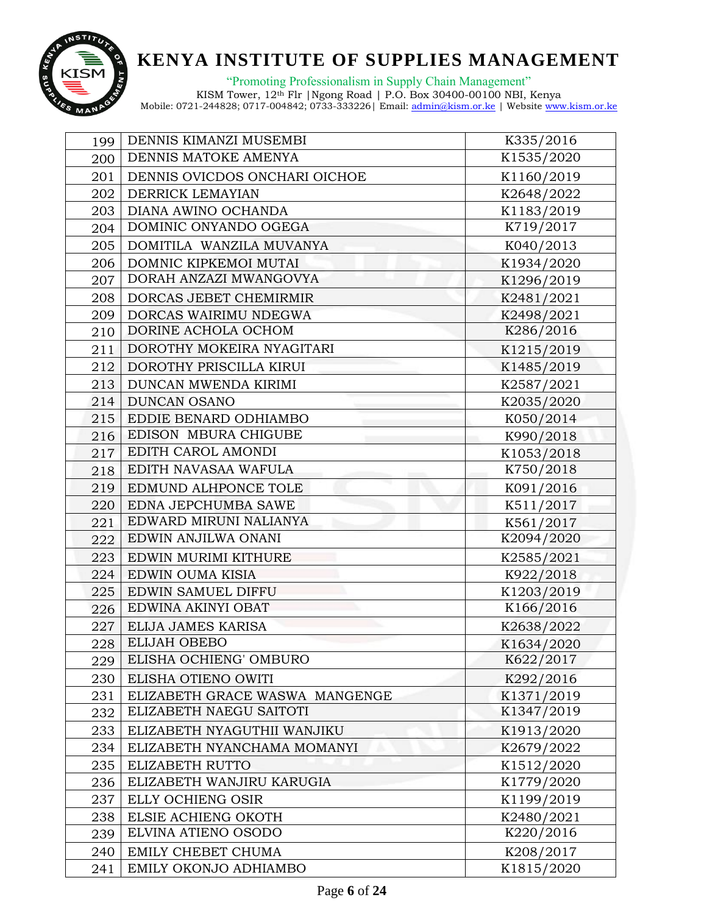| 199 | DENNIS KIMANZI MUSEMBI | K335/2016 |
|---|---|---|
| 200 | DENNIS MATOKE AMENYA | K1535/2020 |
| 201 | DENNIS OVICDOS ONCHARI OICHOE | K1160/2019 |
| 202 | DERRICK LEMAYIAN | K2648/2022 |
| 203 | DIANA AWINO OCHANDA | K1183/2019 |
| 204 | DOMINIC ONYANDO OGEGA | K719/2017 |
| 205 | DOMITILA WANZILA MUVANYA | K040/2013 |
| 206 | DOMNIC KIPKEMOI MUTAI | K1934/2020 |
| 207 | DORAH ANZAZI MWANGOVYA | K1296/2019 |
| 208 | DORCAS JEBET CHEMIRMIR | K2481/2021 |
| 209 | DORCAS WAIRIMU NDEGWA | K2498/2021 |
| 210 | DORINE ACHOLA OCHOM | K286/2016 |
| 211 | DOROTHY MOKEIRA NYAGITARI | K1215/2019 |
| 212 | DOROTHY PRISCILLA KIRUI | K1485/2019 |
| 213 | DUNCAN MWENDA KIRIMI | K2587/2021 |
| 214 | DUNCAN OSANO | K2035/2020 |
| 215 | EDDIE BENARD ODHIAMBO | K050/2014 |
| 216 | EDISON MBURA CHIGUBE | K990/2018 |
| 217 | EDITH CAROL AMONDI | K1053/2018 |
| 218 | EDITH NAVASAA WAFULA | K750/2018 |
| 219 | EDMUND ALHPONCE TOLE | K091/2016 |
| 220 | EDNA JEPCHUMBA SAWE | K511/2017 |
| 221 | EDWARD MIRUNI NALIANYA | K561/2017 |
| 222 | EDWIN ANJILWA ONANI | K2094/2020 |
| 223 | EDWIN MURIMI KITHURE | K2585/2021 |
| 224 | EDWIN OUMA KISIA | K922/2018 |
| 225 | EDWIN SAMUEL DIFFU | K1203/2019 |
| 226 | EDWINA AKINYI OBAT | K166/2016 |
| 227 | ELIJA JAMES KARISA | K2638/2022 |
| 228 | ELIJAH OBEBO | K1634/2020 |
| 229 | ELISHA OCHIENG' OMBURO | K622/2017 |
| 230 | ELISHA OTIENO OWITI | K292/2016 |
| 231 | ELIZABETH GRACE WASWA MANGENGE | K1371/2019 |
| 232 | ELIZABETH NAEGU SAITOTI | K1347/2019 |
| 233 | ELIZABETH NYAGUTHII WANJIKU | K1913/2020 |
| 234 | ELIZABETH NYANCHAMA MOMANYI | K2679/2022 |
| 235 | ELIZABETH RUTTO | K1512/2020 |
| 236 | ELIZABETH WANJIRU KARUGIA | K1779/2020 |
| 237 | ELLY OCHIENG OSIR | K1199/2019 |
| 238 | ELSIE ACHIENG OKOTH | K2480/2021 |
| 239 | ELVINA ATIENO OSODO | K220/2016 |
| 240 | EMILY CHEBET CHUMA | K208/2017 |
| 241 | EMILY OKONJO ADHIAMBO | K1815/2020 |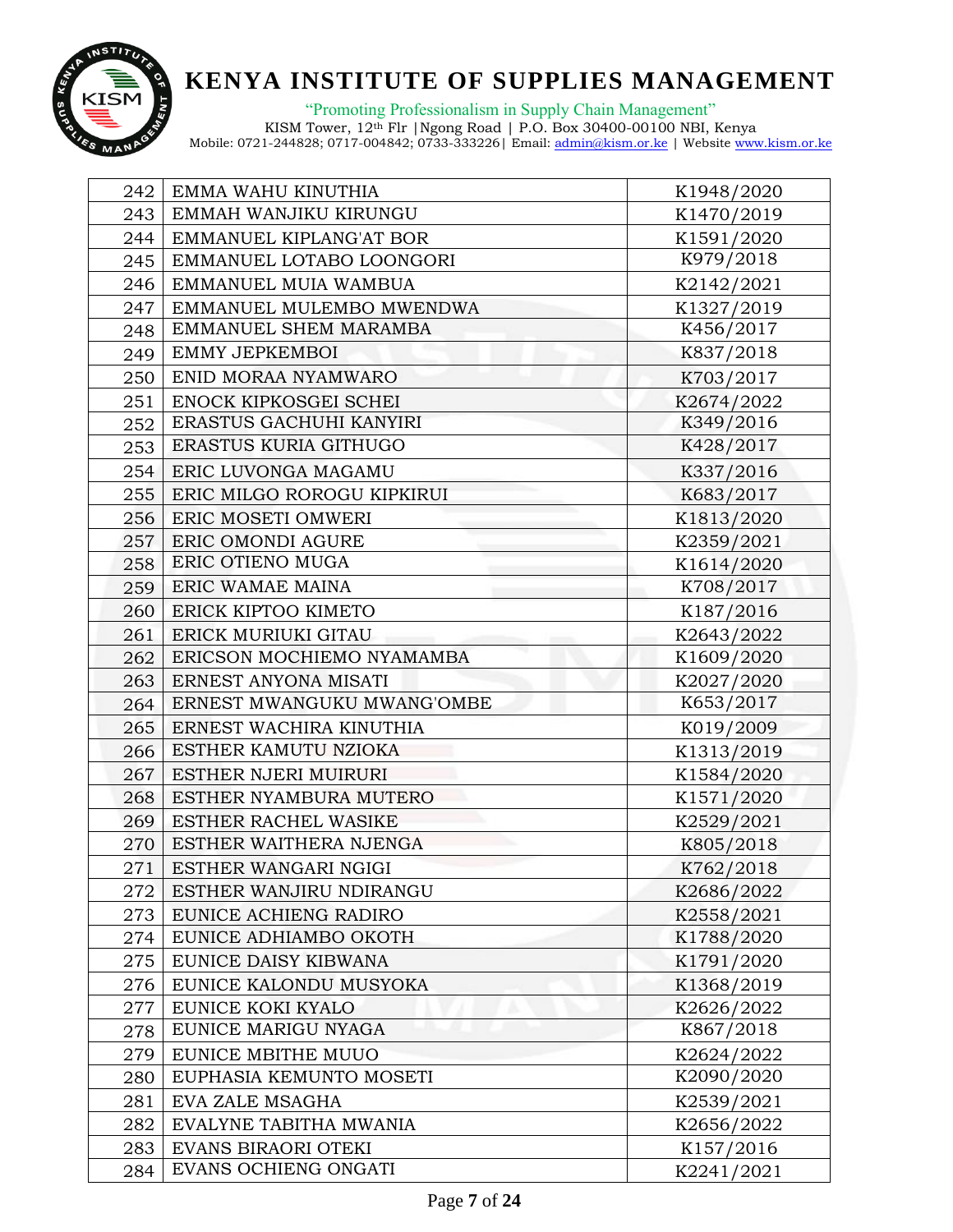| | | |
|---|---|---|
| 242 | EMMA WAHU KINUTHIA | K1948/2020 |
| 243 | EMMAH WANJIKU KIRUNGU | K1470/2019 |
| 244 | EMMANUEL KIPLANG'AT BOR | K1591/2020 |
| 245 | EMMANUEL LOTABO LOONGORI | K979/2018 |
| 246 | EMMANUEL MUIA WAMBUA | K2142/2021 |
| 247 | EMMANUEL MULEMBO MWENDWA | K1327/2019 |
| 248 | EMMANUEL SHEM MARAMBA | K456/2017 |
| 249 | EMMY JEPKEMBOI | K837/2018 |
| 250 | ENID MORAA NYAMWARO | K703/2017 |
| 251 | ENOCK KIPKOSGEI SCHEI | K2674/2022 |
| 252 | ERASTUS GACHUHI KANYIRI | K349/2016 |
| 253 | ERASTUS KURIA GITHUGO | K428/2017 |
| 254 | ERIC LUVONGA MAGAMU | K337/2016 |
| 255 | ERIC MILGO ROROGU KIPKIRUI | K683/2017 |
| 256 | ERIC MOSETI OMWERI | K1813/2020 |
| 257 | ERIC OMONDI AGURE | K2359/2021 |
| 258 | ERIC OTIENO MUGA | K1614/2020 |
| 259 | ERIC WAMAE MAINA | K708/2017 |
| 260 | ERICK KIPTOO KIMETO | K187/2016 |
| 261 | ERICK MURIUKI GITAU | K2643/2022 |
| 262 | ERICSON MOCHIEMO NYAMAMBA | K1609/2020 |
| 263 | ERNEST ANYONA MISATI | K2027/2020 |
| 264 | ERNEST MWANGUKU MWANG'OMBE | K653/2017 |
| 265 | ERNEST WACHIRA KINUTHIA | K019/2009 |
| 266 | ESTHER KAMUTU NZIOKA | K1313/2019 |
| 267 | ESTHER NJERI MUIRURI | K1584/2020 |
| 268 | ESTHER NYAMBURA MUTERO | K1571/2020 |
| 269 | ESTHER RACHEL WASIKE | K2529/2021 |
| 270 | ESTHER WAITHERA NJENGA | K805/2018 |
| 271 | ESTHER WANGARI NGIGI | K762/2018 |
| 272 | ESTHER WANJIRU NDIRANGU | K2686/2022 |
| 273 | EUNICE ACHIENG RADIRO | K2558/2021 |
| 274 | EUNICE ADHIAMBO OKOTH | K1788/2020 |
| 275 | EUNICE DAISY KIBWANA | K1791/2020 |
| 276 | EUNICE KALONDU MUSYOKA | K1368/2019 |
| 277 | EUNICE KOKI KYALO | K2626/2022 |
| 278 | EUNICE MARIGU NYAGA | K867/2018 |
| 279 | EUNICE MBITHE MUUO | K2624/2022 |
| 280 | EUPHASIA KEMUNTO MOSETI | K2090/2020 |
| 281 | EVA ZALE MSAGHA | K2539/2021 |
| 282 | EVALYNE TABITHA MWANIA | K2656/2022 |
| 283 | EVANS BIRAORI OTEKI | K157/2016 |
| 284 | EVANS OCHIENG ONGATI | K2241/2021 |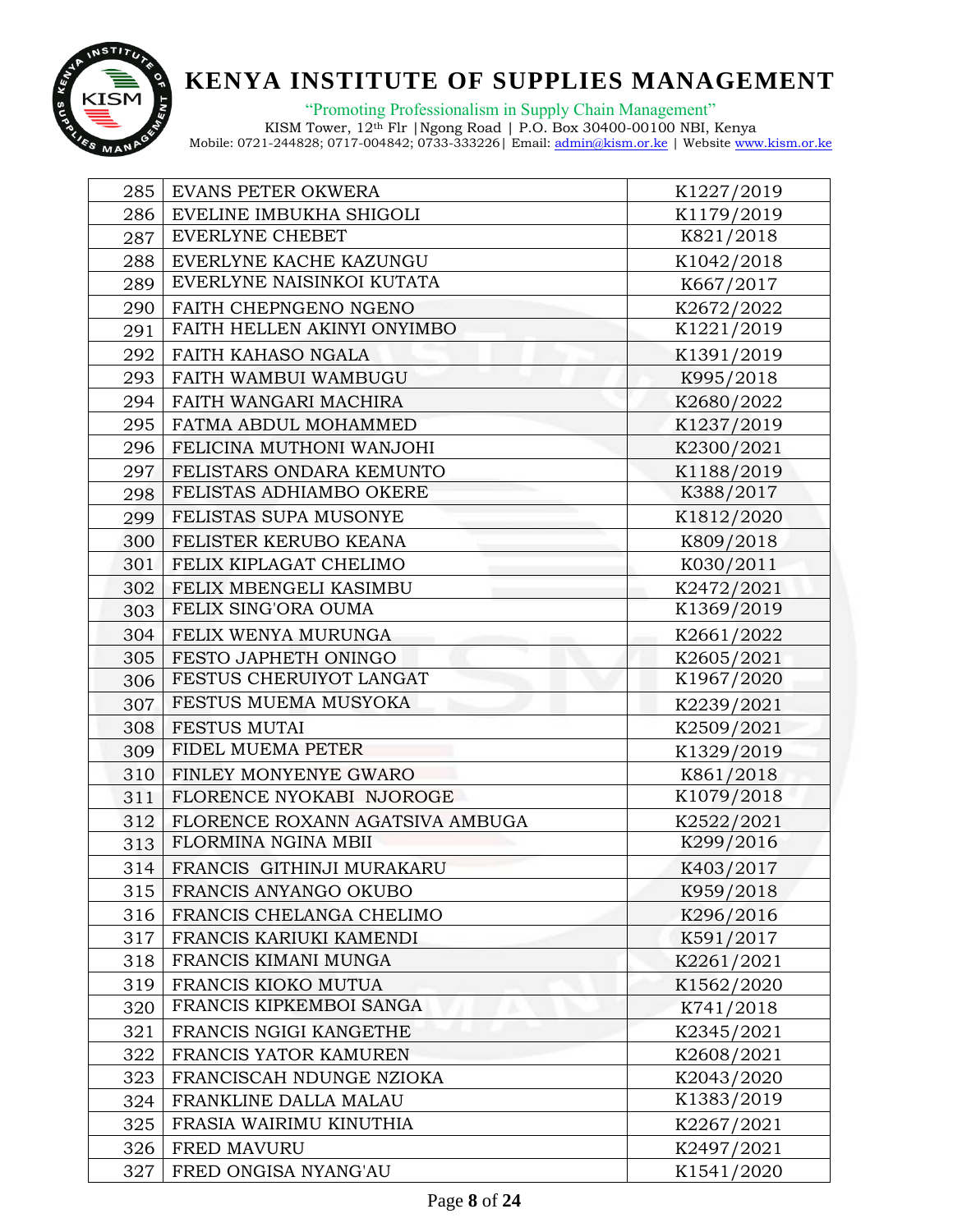# KENYA INSTITUTE OF SUPPLIES MANAGEMENT

"Promoting Professionalism in Supply Chain Management"

KISM Tower, 12th Flr |Ngong Road | P.O. Box 30400-00100 NBI, Kenya

Mobile: 0721-244828; 0717-004842; 0733-333226| Email: admin@kism.or.ke | Website www.kism.or.ke

| | | |
|---|---|---|
| 285 | EVANS PETER OKWERA | K1227/2019 |
| 286 | EVELINE IMBUKHA SHIGOLI | K1179/2019 |
| 287 | EVERLYNE CHEBET | K821/2018 |
| 288 | EVERLYNE KACHE KAZUNGU | K1042/2018 |
| 289 | EVERLYNE NAISINKOI KUTATA | K667/2017 |
| 290 | FAITH CHEPNGENO NGENO | K2672/2022 |
| 291 | FAITH HELLEN AKINYI ONYIMBO | K1221/2019 |
| 292 | FAITH KAHASO NGALA | K1391/2019 |
| 293 | FAITH WAMBUI WAMBUGU | K995/2018 |
| 294 | FAITH WANGARI MACHIRA | K2680/2022 |
| 295 | FATMA ABDUL MOHAMMED | K1237/2019 |
| 296 | FELICINA MUTHONI WANJOHI | K2300/2021 |
| 297 | FELISTARS ONDARA KEMUNTO | K1188/2019 |
| 298 | FELISTAS ADHIAMBO OKERE | K388/2017 |
| 299 | FELISTAS SUPA MUSONYE | K1812/2020 |
| 300 | FELISTER KERUBO KEANA | K809/2018 |
| 301 | FELIX KIPLAGAT CHELIMO | K030/2011 |
| 302 | FELIX MBENGELI KASIMBU | K2472/2021 |
| 303 | FELIX SING'ORA OUMA | K1369/2019 |
| 304 | FELIX WENYA MURUNGA | K2661/2022 |
| 305 | FESTO JAPHETH ONINGO | K2605/2021 |
| 306 | FESTUS CHERUIYOT LANGAT | K1967/2020 |
| 307 | FESTUS MUEMA MUSYOKA | K2239/2021 |
| 308 | FESTUS MUTAI | K2509/2021 |
| 309 | FIDEL MUEMA PETER | K1329/2019 |
| 310 | FINLEY MONYENYE GWARO | K861/2018 |
| 311 | FLORENCE NYOKABI NJOROGE | K1079/2018 |
| 312 | FLORENCE ROXANN AGATSIVA AMBUGA | K2522/2021 |
| 313 | FLORMINA NGINA MBII | K299/2016 |
| 314 | FRANCIS GITHINJI MURAKARU | K403/2017 |
| 315 | FRANCIS ANYANGO OKUBO | K959/2018 |
| 316 | FRANCIS CHELANGA CHELIMO | K296/2016 |
| 317 | FRANCIS KARIUKI KAMENDI | K591/2017 |
| 318 | FRANCIS KIMANI MUNGA | K2261/2021 |
| 319 | FRANCIS KIOKO MUTUA | K1562/2020 |
| 320 | FRANCIS KIPKEMBOI SANGA | K741/2018 |
| 321 | FRANCIS NGIGI KANGETHE | K2345/2021 |
| 322 | FRANCIS YATOR KAMUREN | K2608/2021 |
| 323 | FRANCISCAH NDUNGE NZIOKA | K2043/2020 |
| 324 | FRANKLINE DALLA MALAU | K1383/2019 |
| 325 | FRASIA WAIRIMU KINUTHIA | K2267/2021 |
| 326 | FRED MAVURU | K2497/2021 |
| 327 | FRED ONGISA NYANG'AU | K1541/2020 |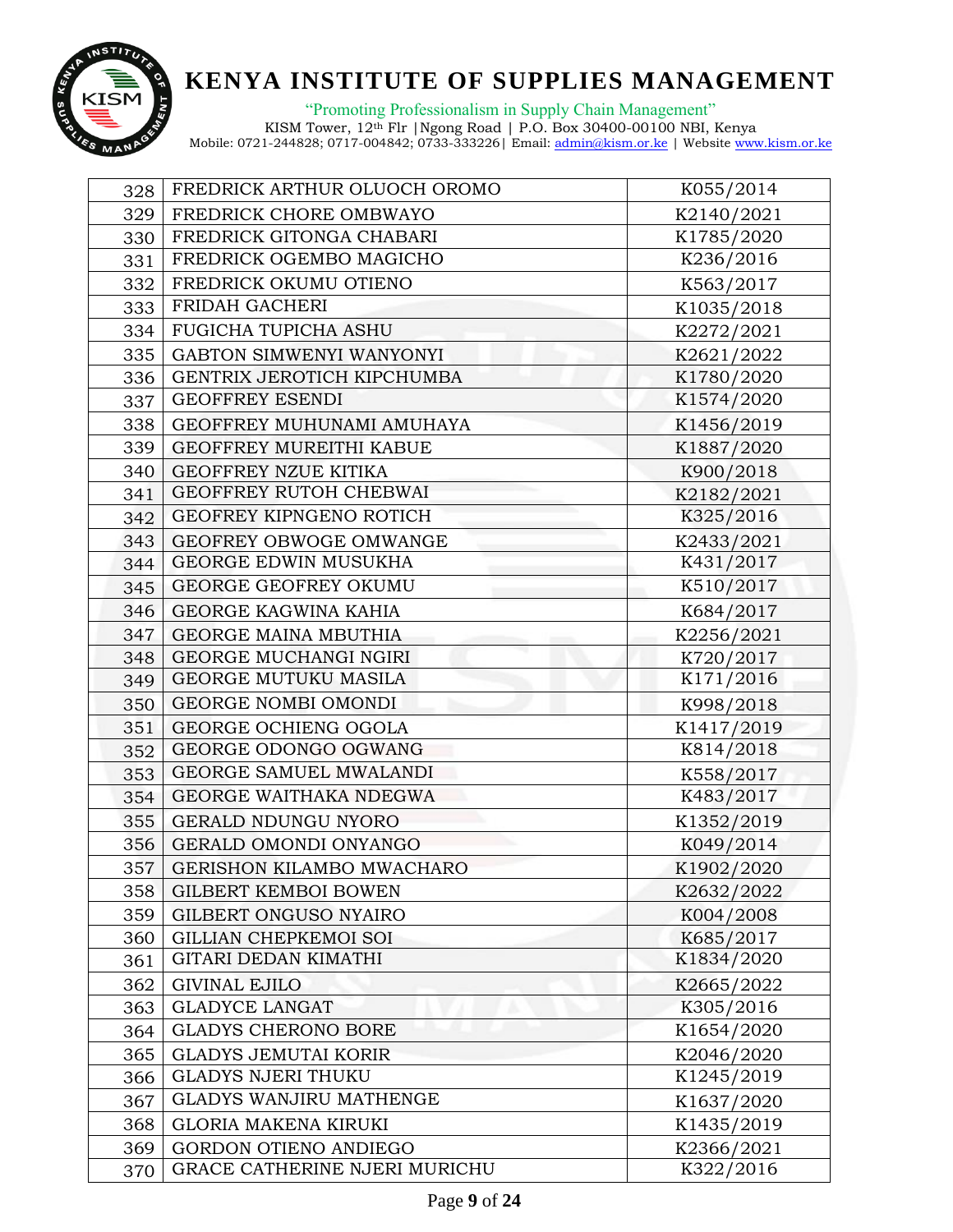| 328 | FREDRICK ARTHUR OLUOCH OROMO | K055/2014 |
|---|---|---|
| 329 | FREDRICK CHORE OMBWAYO | K2140/2021 |
| 330 | FREDRICK GITONGA CHABARI | K1785/2020 |
| 331 | FREDRICK OGEMBO MAGICHO | K236/2016 |
| 332 | FREDRICK OKUMU OTIENO | K563/2017 |
| 333 | FRIDAH GACHERI | K1035/2018 |
| 334 | FUGICHA TUPICHA ASHU | K2272/2021 |
| 335 | GABTON SIMWENYI WANYONYI | K2621/2022 |
| 336 | GENTRIX JEROTICH KIPCHUMBA | K1780/2020 |
| 337 | GEOFFREY ESENDI | K1574/2020 |
| 338 | GEOFFREY MUHUNAMI AMUHAYA | K1456/2019 |
| 339 | GEOFFREY MUREITHI KABUE | K1887/2020 |
| 340 | GEOFFREY NZUE KITIKA | K900/2018 |
| 341 | GEOFFREY RUTOH CHEBWAI | K2182/2021 |
| 342 | GEOFREY KIPNGENO ROTICH | K325/2016 |
| 343 | GEOFREY OBWOGE OMWANGE | K2433/2021 |
| 344 | GEORGE EDWIN MUSUKHA | K431/2017 |
| 345 | GEORGE GEOFREY OKUMU | K510/2017 |
| 346 | GEORGE KAGWINA KAHIA | K684/2017 |
| 347 | GEORGE MAINA MBUTHIA | K2256/2021 |
| 348 | GEORGE MUCHANGI NGIRI | K720/2017 |
| 349 | GEORGE MUTUKU MASILA | K171/2016 |
| 350 | GEORGE NOMBI OMONDI | K998/2018 |
| 351 | GEORGE OCHIENG OGOLA | K1417/2019 |
| 352 | GEORGE ODONGO OGWANG | K814/2018 |
| 353 | GEORGE SAMUEL MWALANDI | K558/2017 |
| 354 | GEORGE WAITHAKA NDEGWA | K483/2017 |
| 355 | GERALD NDUNGU NYORO | K1352/2019 |
| 356 | GERALD OMONDI ONYANGO | K049/2014 |
| 357 | GERISHON KILAMBO MWACHARO | K1902/2020 |
| 358 | GILBERT KEMBOI BOWEN | K2632/2022 |
| 359 | GILBERT ONGUSO NYAIRO | K004/2008 |
| 360 | GILLIAN CHEPKEMOI SOI | K685/2017 |
| 361 | GITARI DEDAN KIMATHI | K1834/2020 |
| 362 | GIVINAL EJILO | K2665/2022 |
| 363 | GLADYCE LANGAT | K305/2016 |
| 364 | GLADYS CHERONO BORE | K1654/2020 |
| 365 | GLADYS JEMUTAI KORIR | K2046/2020 |
| 366 | GLADYS NJERI THUKU | K1245/2019 |
| 367 | GLADYS WANJIRU MATHENGE | K1637/2020 |
| 368 | GLORIA MAKENA KIRUKI | K1435/2019 |
| 369 | GORDON OTIENO ANDIEGO | K2366/2021 |
| 370 | GRACE CATHERINE NJERI MURICHU | K322/2016 |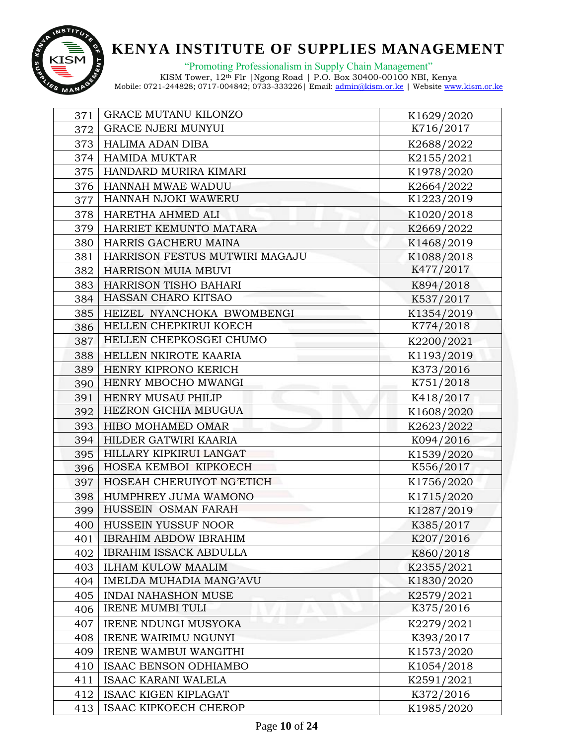| 371 | GRACE MUTANU KILONZO | K1629/2020 |
|---|---|---|
| 372 | GRACE NJERI MUNYUI | K716/2017 |
| 373 | HALIMA ADAN DIBA | K2688/2022 |
| 374 | HAMIDA MUKTAR | K2155/2021 |
| 375 | HANDARD MURIRA KIMARI | K1978/2020 |
| 376 | HANNAH MWAE WADUU | K2664/2022 |
| 377 | HANNAH NJOKI WAWERU | K1223/2019 |
| 378 | HARETHA AHMED ALI | K1020/2018 |
| 379 | HARRIET KEMUNTO MATARA | K2669/2022 |
| 380 | HARRIS GACHERU MAINA | K1468/2019 |
| 381 | HARRISON FESTUS MUTWIRI MAGAJU | K1088/2018 |
| 382 | HARRISON MUIA MBUVI | K477/2017 |
| 383 | HARRISON TISHO BAHARI | K894/2018 |
| 384 | HASSAN CHARO KITSAO | K537/2017 |
| 385 | HEIZEL NYANCHOKA BWOMBENGI | K1354/2019 |
| 386 | HELLEN CHEPKIRUI KOECH | K774/2018 |
| 387 | HELLEN CHEPKOSGEI CHUMO | K2200/2021 |
| 388 | HELLEN NKIROTE KAARIA | K1193/2019 |
| 389 | HENRY KIPRONO KERICH | K373/2016 |
| 390 | HENRY MBOCHO MWANGI | K751/2018 |
| 391 | HENRY MUSAU PHILIP | K418/2017 |
| 392 | HEZRON GICHIA MBUGUA | K1608/2020 |
| 393 | HIBO MOHAMED OMAR | K2623/2022 |
| 394 | HILDER GATWIRI KAARIA | K094/2016 |
| 395 | HILLARY KIPKIRUI LANGAT | K1539/2020 |
| 396 | HOSEA KEMBOI KIPKOECH | K556/2017 |
| 397 | HOSEAH CHERUIYOT NG'ETICH | K1756/2020 |
| 398 | HUMPHREY JUMA WAMONO | K1715/2020 |
| 399 | HUSSEIN OSMAN FARAH | K1287/2019 |
| 400 | HUSSEIN YUSSUF NOOR | K385/2017 |
| 401 | IBRAHIM ABDOW IBRAHIM | K207/2016 |
| 402 | IBRAHIM ISSACK ABDULLA | K860/2018 |
| 403 | ILHAM KULOW MAALIM | K2355/2021 |
| 404 | IMELDA MUHADIA MANG'AVU | K1830/2020 |
| 405 | INDAI NAHASHON MUSE | K2579/2021 |
| 406 | IRENE MUMBI TULI | K375/2016 |
| 407 | IRENE NDUNGI MUSYOKA | K2279/2021 |
| 408 | IRENE WAIRIMU NGUNYI | K393/2017 |
| 409 | IRENE WAMBUI WANGITHI | K1573/2020 |
| 410 | ISAAC BENSON ODHIAMBO | K1054/2018 |
| 411 | ISAAC KARANI WALELA | K2591/2021 |
| 412 | ISAAC KIGEN KIPLAGAT | K372/2016 |
| 413 | ISAAC KIPKOECH CHEROP | K1985/2020 |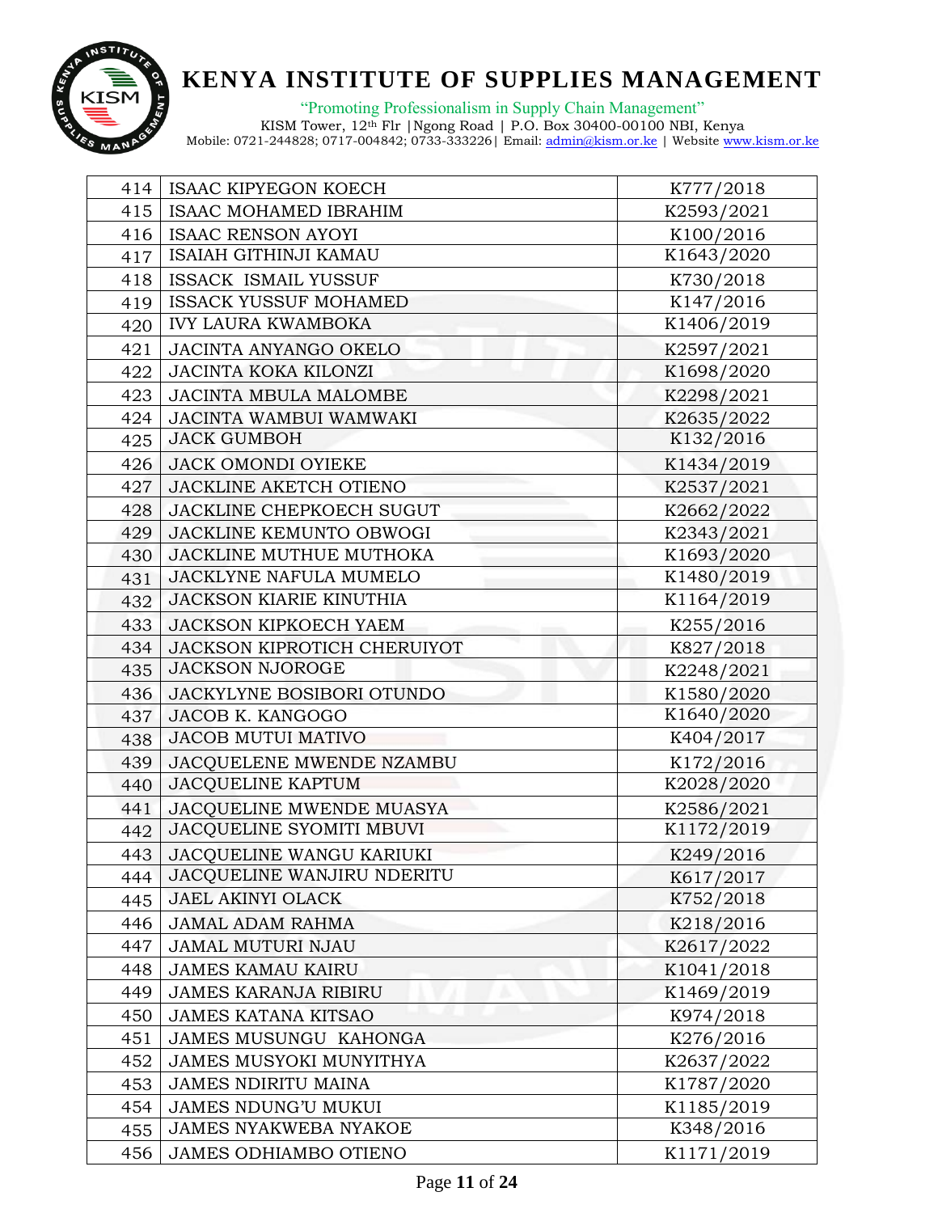| 414 | ISAAC KIPYEGON KOECH | K777/2018 |
|---|---|---|
| 415 | ISAAC MOHAMED IBRAHIM | K2593/2021 |
| 416 | ISAAC RENSON AYOYI | K100/2016 |
| 417 | ISAIAH GITHINJI KAMAU | K1643/2020 |
| 418 | ISSACK ISMAIL YUSSUF | K730/2018 |
| 419 | ISSACK YUSSUF MOHAMED | K147/2016 |
| 420 | IVY LAURA KWAMBOKA | K1406/2019 |
| 421 | JACINTA ANYANGO OKELO | K2597/2021 |
| 422 | JACINTA KOKA KILONZI | K1698/2020 |
| 423 | JACINTA MBULA MALOMBE | K2298/2021 |
| 424 | JACINTA WAMBUI WAMWAKI | K2635/2022 |
| 425 | JACK GUMBOH | K132/2016 |
| 426 | JACK OMONDI OYIEKE | K1434/2019 |
| 427 | JACKLINE AKETCH OTIENO | K2537/2021 |
| 428 | JACKLINE CHEPKOECH SUGUT | K2662/2022 |
| 429 | JACKLINE KEMUNTO OBWOGI | K2343/2021 |
| 430 | JACKLINE MUTHUE MUTHOKA | K1693/2020 |
| 431 | JACKLYNE NAFULA MUMELO | K1480/2019 |
| 432 | JACKSON KIARIE KINUTHIA | K1164/2019 |
| 433 | JACKSON KIPKOECH YAEM | K255/2016 |
| 434 | JACKSON KIPROTICH CHERUIYOT | K827/2018 |
| 435 | JACKSON NJOROGE | K2248/2021 |
| 436 | JACKYLYNE BOSIBORI OTUNDO | K1580/2020 |
| 437 | JACOB K. KANGOGO | K1640/2020 |
| 438 | JACOB MUTUI MATIVO | K404/2017 |
| 439 | JACQUELENE MWENDE NZAMBU | K172/2016 |
| 440 | JACQUELINE KAPTUM | K2028/2020 |
| 441 | JACQUELINE MWENDE MUASYA | K2586/2021 |
| 442 | JACQUELINE SYOMITI MBUVI | K1172/2019 |
| 443 | JACQUELINE WANGU KARIUKI | K249/2016 |
| 444 | JACQUELINE WANJIRU NDERITU | K617/2017 |
| 445 | JAEL AKINYI OLACK | K752/2018 |
| 446 | JAMAL ADAM RAHMA | K218/2016 |
| 447 | JAMAL MUTURI NJAU | K2617/2022 |
| 448 | JAMES KAMAU KAIRU | K1041/2018 |
| 449 | JAMES KARANJA RIBIRU | K1469/2019 |
| 450 | JAMES KATANA KITSAO | K974/2018 |
| 451 | JAMES MUSUNGU KAHONGA | K276/2016 |
| 452 | JAMES MUSYOKI MUNYITHYA | K2637/2022 |
| 453 | JAMES NDIRITU MAINA | K1787/2020 |
| 454 | JAMES NDUNG'U MUKUI | K1185/2019 |
| 455 | JAMES NYAKWEBA NYAKOE | K348/2016 |
| 456 | JAMES ODHIAMBO OTIENO | K1171/2019 |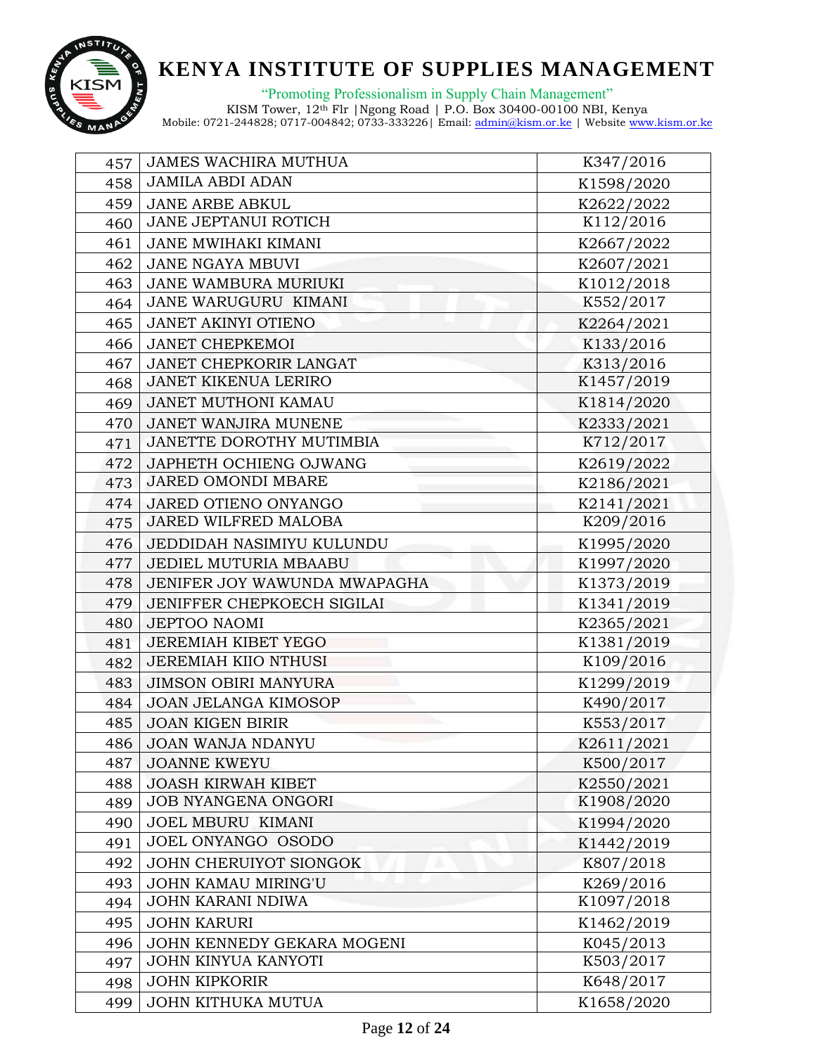| 457 | JAMES WACHIRA MUTHUA | K347/2016 |
|---|---|---|
| 458 | JAMILA ABDI ADAN | K1598/2020 |
| 459 | JANE ARBE ABKUL | K2622/2022 |
| 460 | JANE JEPTANUI ROTICH | K112/2016 |
| 461 | JANE MWIHAKI KIMANI | K2667/2022 |
| 462 | JANE NGAYA MBUVI | K2607/2021 |
| 463 | JANE WAMBURA MURIUKI | K1012/2018 |
| 464 | JANE WARUGURU KIMANI | K552/2017 |
| 465 | JANET AKINYI OTIENO | K2264/2021 |
| 466 | JANET CHEPKEMOI | K133/2016 |
| 467 | JANET CHEPKORIR LANGAT | K313/2016 |
| 468 | JANET KIKENUA LERIRO | K1457/2019 |
| 469 | JANET MUTHONI KAMAU | K1814/2020 |
| 470 | JANET WANJIRA MUNENE | K2333/2021 |
| 471 | JANETTE DOROTHY MUTIMBIA | K712/2017 |
| 472 | JAPHETH OCHIENG OJWANG | K2619/2022 |
| 473 | JARED OMONDI MBARE | K2186/2021 |
| 474 | JARED OTIENO ONYANGO | K2141/2021 |
| 475 | JARED WILFRED MALOBA | K209/2016 |
| 476 | JEDDIDAH NASIMIYU KULUNDU | K1995/2020 |
| 477 | JEDIEL MUTURIA MBAABU | K1997/2020 |
| 478 | JENIFER JOY WAWUNDA MWAPAGHA | K1373/2019 |
| 479 | JENIFFER CHEPKOECH SIGILAI | K1341/2019 |
| 480 | JEPTOO NAOMI | K2365/2021 |
| 481 | JEREMIAH KIBET YEGO | K1381/2019 |
| 482 | JEREMIAH KIIO NTHUSI | K109/2016 |
| 483 | JIMSON OBIRI MANYURA | K1299/2019 |
| 484 | JOAN JELANGA KIMOSOP | K490/2017 |
| 485 | JOAN KIGEN BIRIR | K553/2017 |
| 486 | JOAN WANJA NDANYU | K2611/2021 |
| 487 | JOANNE KWEYU | K500/2017 |
| 488 | JOASH KIRWAH KIBET | K2550/2021 |
| 489 | JOB NYANGENA ONGORI | K1908/2020 |
| 490 | JOEL MBURU KIMANI | K1994/2020 |
| 491 | JOEL ONYANGO OSODO | K1442/2019 |
| 492 | JOHN CHERUIYOT SIONGOK | K807/2018 |
| 493 | JOHN KAMAU MIRING'U | K269/2016 |
| 494 | JOHN KARANI NDIWA | K1097/2018 |
| 495 | JOHN KARURI | K1462/2019 |
| 496 | JOHN KENNEDY GEKARA MOGENI | K045/2013 |
| 497 | JOHN KINYUA KANYOTI | K503/2017 |
| 498 | JOHN KIPKORIR | K648/2017 |
| 499 | JOHN KITHUKA MUTUA | K1658/2020 |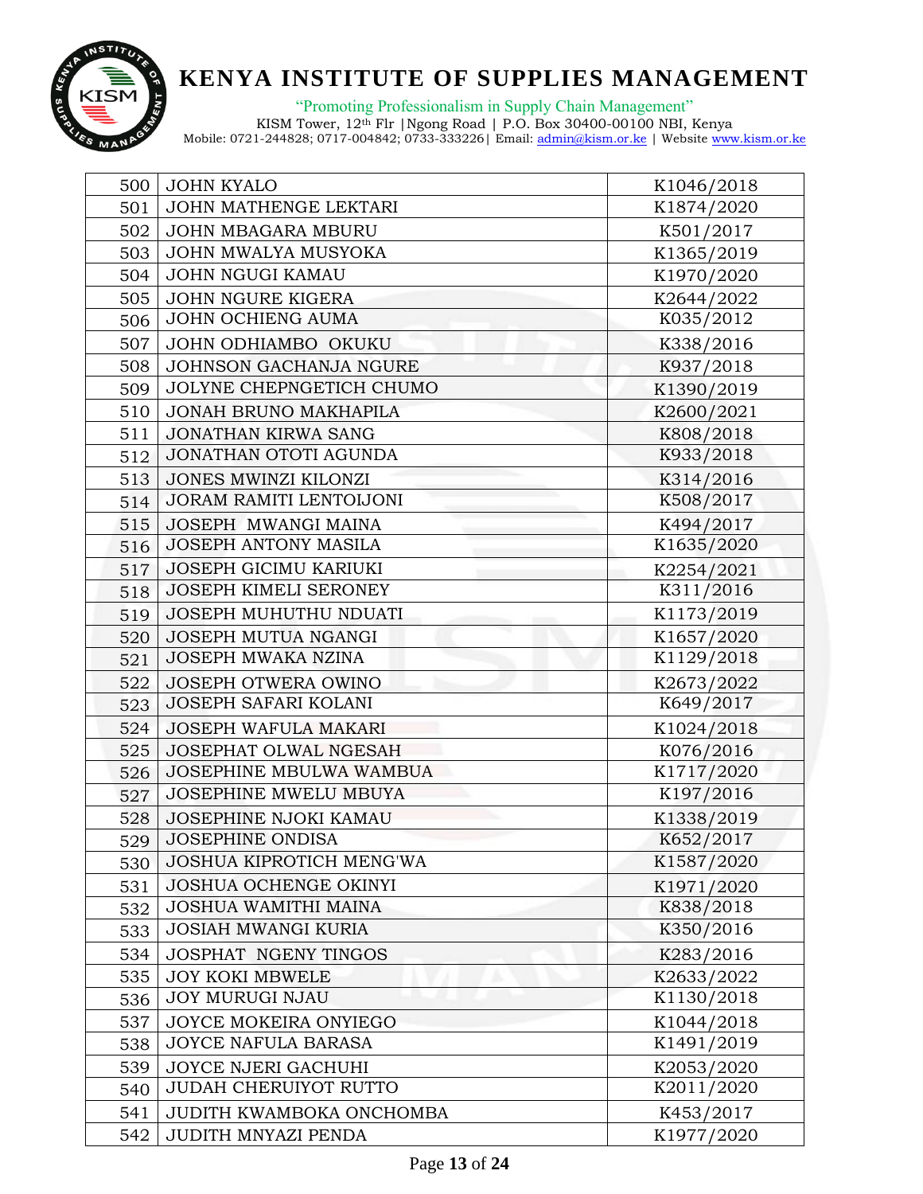| 500 | JOHN KYALO | K1046/2018 |
|---|---|---|
| 501 | JOHN MATHENGE LEKTARI | K1874/2020 |
| 502 | JOHN MBAGARA MBURU | K501/2017 |
| 503 | JOHN MWALYA MUSYOKA | K1365/2019 |
| 504 | JOHN NGUGI KAMAU | K1970/2020 |
| 505 | JOHN NGURE KIGERA | K2644/2022 |
| 506 | JOHN OCHIENG AUMA | K035/2012 |
| 507 | JOHN ODHIAMBO OKUKU | K338/2016 |
| 508 | JOHNSON GACHANJA NGURE | K937/2018 |
| 509 | JOLYNE CHEPNGETICH CHUMO | K1390/2019 |
| 510 | JONAH BRUNO MAKHAPILA | K2600/2021 |
| 511 | JONATHAN KIRWA SANG | K808/2018 |
| 512 | JONATHAN OTOTI AGUNDA | K933/2018 |
| 513 | JONES MWINZI KILONZI | K314/2016 |
| 514 | JORAM RAMITI LENTOIJONI | K508/2017 |
| 515 | JOSEPH MWANGI MAINA | K494/2017 |
| 516 | JOSEPH ANTONY MASILA | K1635/2020 |
| 517 | JOSEPH GICIMU KARIUKI | K2254/2021 |
| 518 | JOSEPH KIMELI SERONEY | K311/2016 |
| 519 | JOSEPH MUHUTHU NDUATI | K1173/2019 |
| 520 | JOSEPH MUTUA NGANGI | K1657/2020 |
| 521 | JOSEPH MWAKA NZINA | K1129/2018 |
| 522 | JOSEPH OTWERA OWINO | K2673/2022 |
| 523 | JOSEPH SAFARI KOLANI | K649/2017 |
| 524 | JOSEPH WAFULA MAKARI | K1024/2018 |
| 525 | JOSEPHAT OLWAL NGESAH | K076/2016 |
| 526 | JOSEPHINE MBULWA WAMBUA | K1717/2020 |
| 527 | JOSEPHINE MWELU MBUYA | K197/2016 |
| 528 | JOSEPHINE NJOKI KAMAU | K1338/2019 |
| 529 | JOSEPHINE ONDISA | K652/2017 |
| 530 | JOSHUA KIPROTICH MENG'WA | K1587/2020 |
| 531 | JOSHUA OCHENGE OKINYI | K1971/2020 |
| 532 | JOSHUA WAMITHI MAINA | K838/2018 |
| 533 | JOSIAH MWANGI KURIA | K350/2016 |
| 534 | JOSPHAT NGENY TINGOS | K283/2016 |
| 535 | JOY KOKI MBWELE | K2633/2022 |
| 536 | JOY MURUGI NJAU | K1130/2018 |
| 537 | JOYCE MOKEIRA ONYIEGO | K1044/2018 |
| 538 | JOYCE NAFULA BARASA | K1491/2019 |
| 539 | JOYCE NJERI GACHUHI | K2053/2020 |
| 540 | JUDAH CHERUIYOT RUTTO | K2011/2020 |
| 541 | JUDITH KWAMBOKA ONCHOMBA | K453/2017 |
| 542 | JUDITH MNYAZI PENDA | K1977/2020 |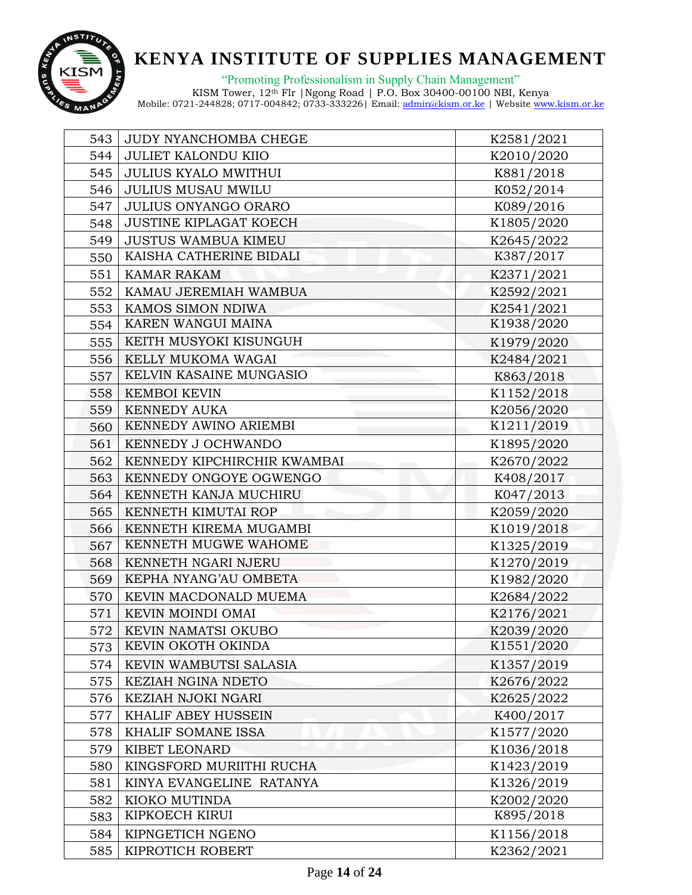| 543 | JUDY NYANCHOMBA CHEGE | K2581/2021 |
|---|---|---|
| 544 | JULIET KALONDU KIIO | K2010/2020 |
| 545 | JULIUS KYALO MWITHUI | K881/2018 |
| 546 | JULIUS MUSAU MWILU | K052/2014 |
| 547 | JULIUS ONYANGO ORARO | K089/2016 |
| 548 | JUSTINE KIPLAGAT KOECH | K1805/2020 |
| 549 | JUSTUS WAMBUA KIMEU | K2645/2022 |
| 550 | KAISHA CATHERINE BIDALI | K387/2017 |
| 551 | KAMAR RAKAM | K2371/2021 |
| 552 | KAMAU JEREMIAH WAMBUA | K2592/2021 |
| 553 | KAMOS SIMON NDIWA | K2541/2021 |
| 554 | KAREN WANGUI MAINA | K1938/2020 |
| 555 | KEITH MUSYOKI KISUNGUH | K1979/2020 |
| 556 | KELLY MUKOMA WAGAI | K2484/2021 |
| 557 | KELVIN KASAINE MUNGASIO | K863/2018 |
| 558 | KEMBOI KEVIN | K1152/2018 |
| 559 | KENNEDY AUKA | K2056/2020 |
| 560 | KENNEDY AWINO ARIEMBI | K1211/2019 |
| 561 | KENNEDY J OCHWANDO | K1895/2020 |
| 562 | KENNEDY KIPCHIRCHIR KWAMBAI | K2670/2022 |
| 563 | KENNEDY ONGOYE OGWENGO | K408/2017 |
| 564 | KENNETH KANJA MUCHIRU | K047/2013 |
| 565 | KENNETH KIMUTAI ROP | K2059/2020 |
| 566 | KENNETH KIREMA MUGAMBI | K1019/2018 |
| 567 | KENNETH MUGWE WAHOME | K1325/2019 |
| 568 | KENNETH NGARI NJERU | K1270/2019 |
| 569 | KEPHA NYANG'AU OMBETA | K1982/2020 |
| 570 | KEVIN MACDONALD MUEMA | K2684/2022 |
| 571 | KEVIN MOINDI OMAI | K2176/2021 |
| 572 | KEVIN NAMATSI OKUBO | K2039/2020 |
| 573 | KEVIN OKOTH OKINDA | K1551/2020 |
| 574 | KEVIN WAMBUTSI SALASIA | K1357/2019 |
| 575 | KEZIAH NGINA NDETO | K2676/2022 |
| 576 | KEZIAH NJOKI NGARI | K2625/2022 |
| 577 | KHALIF ABEY HUSSEIN | K400/2017 |
| 578 | KHALIF SOMANE ISSA | K1577/2020 |
| 579 | KIBET LEONARD | K1036/2018 |
| 580 | KINGSFORD MURIITHI RUCHA | K1423/2019 |
| 581 | KINYA EVANGELINE RATANYA | K1326/2019 |
| 582 | KIOKO MUTINDA | K2002/2020 |
| 583 | KIPKOECH KIRUI | K895/2018 |
| 584 | KIPNGETICH NGENO | K1156/2018 |
| 585 | KIPROTICH ROBERT | K2362/2021 |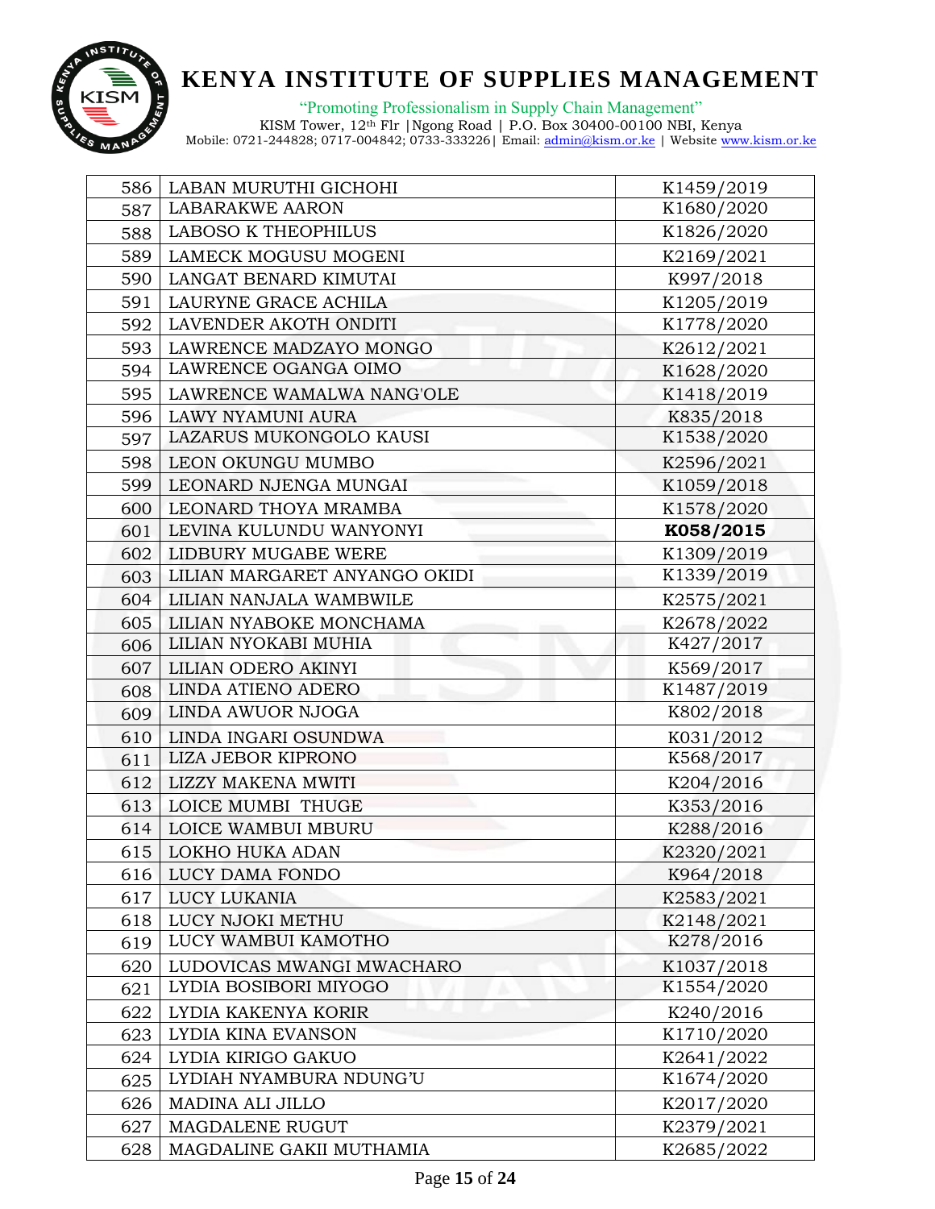| 586 | LABAN MURUTHI GICHOHI | K1459/2019 |
|---|---|---|
| 587 | LABARAKWE AARON | K1680/2020 |
| 588 | LABOSO K THEOPHILUS | K1826/2020 |
| 589 | LAMECK MOGUSU MOGENI | K2169/2021 |
| 590 | LANGAT BENARD KIMUTAI | K997/2018 |
| 591 | LAURYNE GRACE ACHILA | K1205/2019 |
| 592 | LAVENDER AKOTH ONDITI | K1778/2020 |
| 593 | LAWRENCE MADZAYO MONGO | K2612/2021 |
| 594 | LAWRENCE OGANGA OIMO | K1628/2020 |
| 595 | LAWRENCE WAMALWA NANG'OLE | K1418/2019 |
| 596 | LAWY NYAMUNI AURA | K835/2018 |
| 597 | LAZARUS MUKONGOLO KAUSI | K1538/2020 |
| 598 | LEON OKUNGU MUMBO | K2596/2021 |
| 599 | LEONARD NJENGA MUNGAI | K1059/2018 |
| 600 | LEONARD THOYA MRAMBA | K1578/2020 |
| 601 | LEVINA KULUNDU WANYONYI | **K058/2015** |
| 602 | LIDBURY MUGABE WERE | K1309/2019 |
| 603 | LILIAN MARGARET ANYANGO OKIDI | K1339/2019 |
| 604 | LILIAN NANJALA WAMBWILE | K2575/2021 |
| 605 | LILIAN NYABOKE MONCHAMA | K2678/2022 |
| 606 | LILIAN NYOKABI MUHIA | K427/2017 |
| 607 | LILIAN ODERO AKINYI | K569/2017 |
| 608 | LINDA ATIENO ADERO | K1487/2019 |
| 609 | LINDA AWUOR NJOGA | K802/2018 |
| 610 | LINDA INGARI OSUNDWA | K031/2012 |
| 611 | LIZA JEBOR KIPRONO | K568/2017 |
| 612 | LIZZY MAKENA MWITI | K204/2016 |
| 613 | LOICE MUMBI THUGE | K353/2016 |
| 614 | LOICE WAMBUI MBURU | K288/2016 |
| 615 | LOKHO HUKA ADAN | K2320/2021 |
| 616 | LUCY DAMA FONDO | K964/2018 |
| 617 | LUCY LUKANIA | K2583/2021 |
| 618 | LUCY NJOKI METHU | K2148/2021 |
| 619 | LUCY WAMBUI KAMOTHO | K278/2016 |
| 620 | LUDOVICAS MWANGI MWACHARO | K1037/2018 |
| 621 | LYDIA BOSIBORI MIYOGO | K1554/2020 |
| 622 | LYDIA KAKENYA KORIR | K240/2016 |
| 623 | LYDIA KINA EVANSON | K1710/2020 |
| 624 | LYDIA KIRIGO GAKUO | K2641/2022 |
| 625 | LYDIAH NYAMBURA NDUNG'U | K1674/2020 |
| 626 | MADINA ALI JILLO | K2017/2020 |
| 627 | MAGDALENE RUGUT | K2379/2021 |
| 628 | MAGDALINE GAKII MUTHAMIA | K2685/2022 |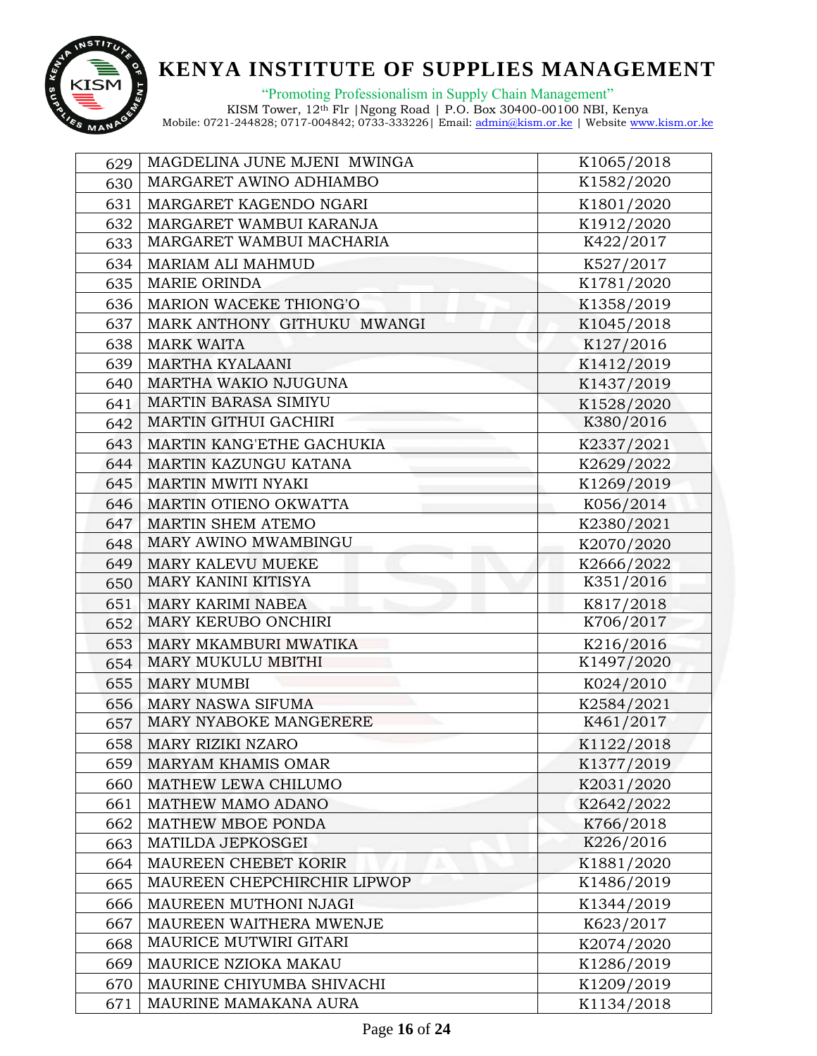| 629 | MAGDELINA JUNE MJENI MWINGA | K1065/2018 |
|---|---|---|
| 630 | MARGARET AWINO ADHIAMBO | K1582/2020 |
| 631 | MARGARET KAGENDO NGARI | K1801/2020 |
| 632 | MARGARET WAMBUI KARANJA | K1912/2020 |
| 633 | MARGARET WAMBUI MACHARIA | K422/2017 |
| 634 | MARIAM ALI MAHMUD | K527/2017 |
| 635 | MARIE ORINDA | K1781/2020 |
| 636 | MARION WACEKE THIONG'O | K1358/2019 |
| 637 | MARK ANTHONY GITHUKU MWANGI | K1045/2018 |
| 638 | MARK WAITA | K127/2016 |
| 639 | MARTHA KYALAANI | K1412/2019 |
| 640 | MARTHA WAKIO NJUGUNA | K1437/2019 |
| 641 | MARTIN BARASA SIMIYU | K1528/2020 |
| 642 | MARTIN GITHUI GACHIRI | K380/2016 |
| 643 | MARTIN KANG'ETHE GACHUKIA | K2337/2021 |
| 644 | MARTIN KAZUNGU KATANA | K2629/2022 |
| 645 | MARTIN MWITI NYAKI | K1269/2019 |
| 646 | MARTIN OTIENO OKWATTA | K056/2014 |
| 647 | MARTIN SHEM ATEMO | K2380/2021 |
| 648 | MARY AWINO MWAMBINGU | K2070/2020 |
| 649 | MARY KALEVU MUEKE | K2666/2022 |
| 650 | MARY KANINI KITISYA | K351/2016 |
| 651 | MARY KARIMI NABEA | K817/2018 |
| 652 | MARY KERUBO ONCHIRI | K706/2017 |
| 653 | MARY MKAMBURI MWATIKA | K216/2016 |
| 654 | MARY MUKULU MBITHI | K1497/2020 |
| 655 | MARY MUMBI | K024/2010 |
| 656 | MARY NASWA SIFUMA | K2584/2021 |
| 657 | MARY NYABOKE MANGERERE | K461/2017 |
| 658 | MARY RIZIKI NZARO | K1122/2018 |
| 659 | MARYAM KHAMIS OMAR | K1377/2019 |
| 660 | MATHEW LEWA CHILUMO | K2031/2020 |
| 661 | MATHEW MAMO ADANO | K2642/2022 |
| 662 | MATHEW MBOE PONDA | K766/2018 |
| 663 | MATILDA JEPKOSGEI | K226/2016 |
| 664 | MAUREEN CHEBET KORIR | K1881/2020 |
| 665 | MAUREEN CHEPCHIRCHIR LIPWOP | K1486/2019 |
| 666 | MAUREEN MUTHONI NJAGI | K1344/2019 |
| 667 | MAUREEN WAITHERA MWENJE | K623/2017 |
| 668 | MAURICE MUTWIRI GITARI | K2074/2020 |
| 669 | MAURICE NZIOKA MAKAU | K1286/2019 |
| 670 | MAURINE CHIYUMBA SHIVACHI | K1209/2019 |
| 671 | MAURINE MAMAKANA AURA | K1134/2018 |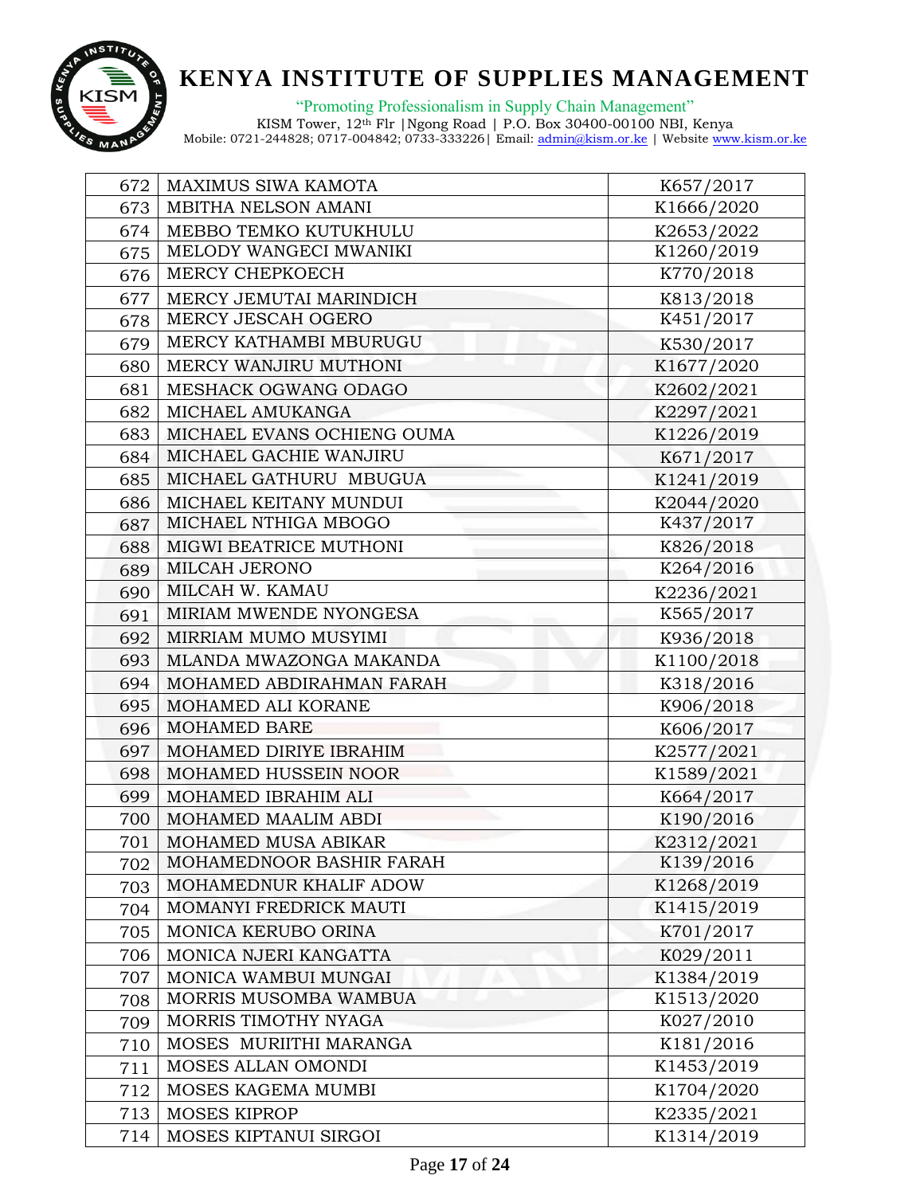| 672 | MAXIMUS SIWA KAMOTA | K657/2017 |
|---|---|---|
| 673 | MBITHA NELSON AMANI | K1666/2020 |
| 674 | MEBBO TEMKO KUTUKHULU | K2653/2022 |
| 675 | MELODY WANGECI MWANIKI | K1260/2019 |
| 676 | MERCY CHEPKOECH | K770/2018 |
| 677 | MERCY JEMUTAI MARINDICH | K813/2018 |
| 678 | MERCY JESCAH OGERO | K451/2017 |
| 679 | MERCY KATHAMBI MBURUGU | K530/2017 |
| 680 | MERCY WANJIRU MUTHONI | K1677/2020 |
| 681 | MESHACK OGWANG ODAGO | K2602/2021 |
| 682 | MICHAEL AMUKANGA | K2297/2021 |
| 683 | MICHAEL EVANS OCHIENG OUMA | K1226/2019 |
| 684 | MICHAEL GACHIE WANJIRU | K671/2017 |
| 685 | MICHAEL GATHURU MBUGUA | K1241/2019 |
| 686 | MICHAEL KEITANY MUNDUI | K2044/2020 |
| 687 | MICHAEL NTHIGA MBOGO | K437/2017 |
| 688 | MIGWI BEATRICE MUTHONI | K826/2018 |
| 689 | MILCAH JERONO | K264/2016 |
| 690 | MILCAH W. KAMAU | K2236/2021 |
| 691 | MIRIAM MWENDE NYONGESA | K565/2017 |
| 692 | MIRRIAM MUMO MUSYIMI | K936/2018 |
| 693 | MLANDA MWAZONGA MAKANDA | K1100/2018 |
| 694 | MOHAMED ABDIRAHMAN FARAH | K318/2016 |
| 695 | MOHAMED ALI KORANE | K906/2018 |
| 696 | MOHAMED BARE | K606/2017 |
| 697 | MOHAMED DIRIYE IBRAHIM | K2577/2021 |
| 698 | MOHAMED HUSSEIN NOOR | K1589/2021 |
| 699 | MOHAMED IBRAHIM ALI | K664/2017 |
| 700 | MOHAMED MAALIM ABDI | K190/2016 |
| 701 | MOHAMED MUSA ABIKAR | K2312/2021 |
| 702 | MOHAMEDNOOR BASHIR FARAH | K139/2016 |
| 703 | MOHAMEDNUR KHALIF ADOW | K1268/2019 |
| 704 | MOMANYI FREDRICK MAUTI | K1415/2019 |
| 705 | MONICA KERUBO ORINA | K701/2017 |
| 706 | MONICA NJERI KANGATTA | K029/2011 |
| 707 | MONICA WAMBUI MUNGAI | K1384/2019 |
| 708 | MORRIS MUSOMBA WAMBUA | K1513/2020 |
| 709 | MORRIS TIMOTHY NYAGA | K027/2010 |
| 710 | MOSES MURIITHI MARANGA | K181/2016 |
| 711 | MOSES ALLAN OMONDI | K1453/2019 |
| 712 | MOSES KAGEMA MUMBI | K1704/2020 |
| 713 | MOSES KIPROP | K2335/2021 |
| 714 | MOSES KIPTANUI SIRGOI | K1314/2019 |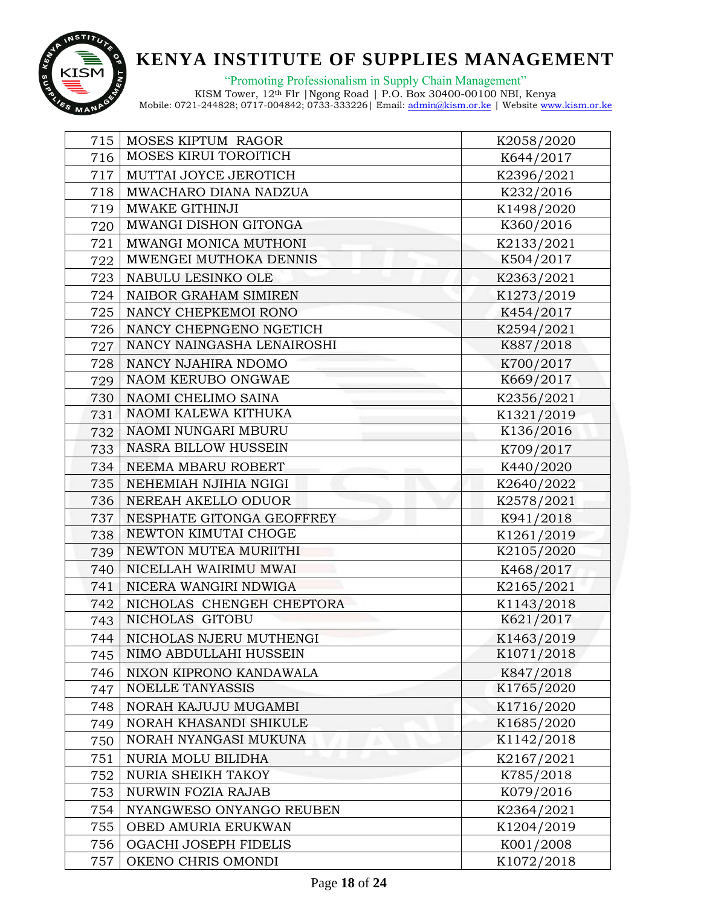| 715 | MOSES KIPTUM RAGOR | K2058/2020 |
|---|---|---|
| 716 | MOSES KIRUI TOROITICH | K644/2017 |
| 717 | MUTTAI JOYCE JEROTICH | K2396/2021 |
| 718 | MWACHARO DIANA NADZUA | K232/2016 |
| 719 | MWAKE GITHINJI | K1498/2020 |
| 720 | MWANGI DISHON GITONGA | K360/2016 |
| 721 | MWANGI MONICA MUTHONI | K2133/2021 |
| 722 | MWENGEI MUTHOKA DENNIS | K504/2017 |
| 723 | NABULU LESINKO OLE | K2363/2021 |
| 724 | NAIBOR GRAHAM SIMIREN | K1273/2019 |
| 725 | NANCY CHEPKEMOI RONO | K454/2017 |
| 726 | NANCY CHEPNGENO NGETICH | K2594/2021 |
| 727 | NANCY NAINGASHA LENAIROSHI | K887/2018 |
| 728 | NANCY NJAHIRA NDOMO | K700/2017 |
| 729 | NAOM KERUBO ONGWAE | K669/2017 |
| 730 | NAOMI CHELIMO SAINA | K2356/2021 |
| 731 | NAOMI KALEWA KITHUKA | K1321/2019 |
| 732 | NAOMI NUNGARI MBURU | K136/2016 |
| 733 | NASRA BILLOW HUSSEIN | K709/2017 |
| 734 | NEEMA MBARU ROBERT | K440/2020 |
| 735 | NEHEMIAH NJIHIA NGIGI | K2640/2022 |
| 736 | NEREAH AKELLO ODUOR | K2578/2021 |
| 737 | NESPHATE GITONGA GEOFFREY | K941/2018 |
| 738 | NEWTON KIMUTAI CHOGE | K1261/2019 |
| 739 | NEWTON MUTEA MURIITHI | K2105/2020 |
| 740 | NICELLAH WAIRIMU MWAI | K468/2017 |
| 741 | NICERA WANGIRI NDWIGA | K2165/2021 |
| 742 | NICHOLAS CHENGEH CHEPTORA | K1143/2018 |
| 743 | NICHOLAS GITOBU | K621/2017 |
| 744 | NICHOLAS NJERU MUTHENGI | K1463/2019 |
| 745 | NIMO ABDULLAHI HUSSEIN | K1071/2018 |
| 746 | NIXON KIPRONO KANDAWALA | K847/2018 |
| 747 | NOELLE TANYASSIS | K1765/2020 |
| 748 | NORAH KAJUJU MUGAMBI | K1716/2020 |
| 749 | NORAH KHASANDI SHIKULE | K1685/2020 |
| 750 | NORAH NYANGASI MUKUNA | K1142/2018 |
| 751 | NURIA MOLU BILIDHA | K2167/2021 |
| 752 | NURIA SHEIKH TAKOY | K785/2018 |
| 753 | NURWIN FOZIA RAJAB | K079/2016 |
| 754 | NYANGWESO ONYANGO REUBEN | K2364/2021 |
| 755 | OBED AMURIA ERUKWAN | K1204/2019 |
| 756 | OGACHI JOSEPH FIDELIS | K001/2008 |
| 757 | OKENO CHRIS OMONDI | K1072/2018 |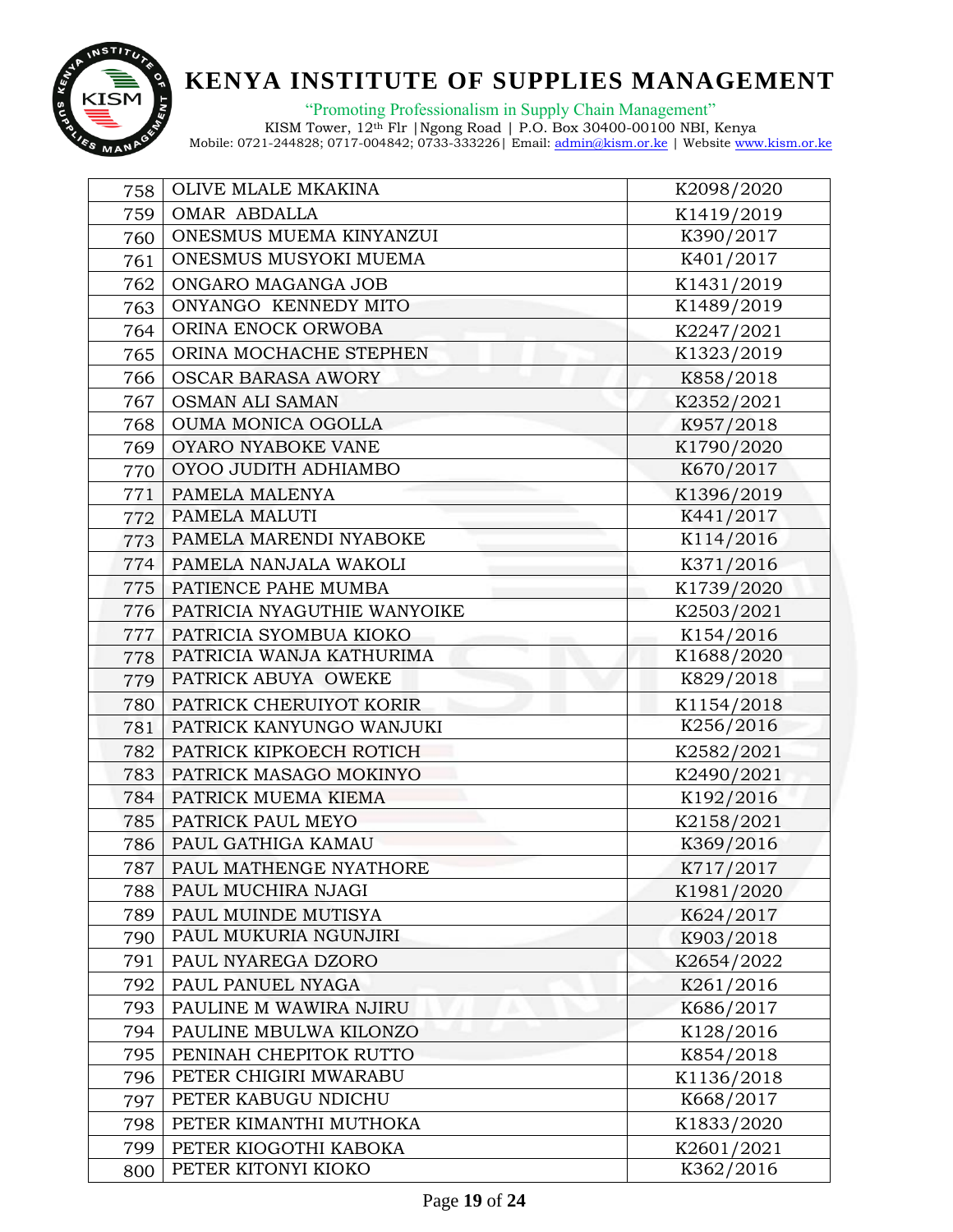| 758 | OLIVE MLALE MKAKINA | K2098/2020 |
|---|---|---|
| 759 | OMAR ABDALLA | K1419/2019 |
| 760 | ONESMUS MUEMA KINYANZUI | K390/2017 |
| 761 | ONESMUS MUSYOKI MUEMA | K401/2017 |
| 762 | ONGARO MAGANGA JOB | K1431/2019 |
| 763 | ONYANGO KENNEDY MITO | K1489/2019 |
| 764 | ORINA ENOCK ORWOBA | K2247/2021 |
| 765 | ORINA MOCHACHE STEPHEN | K1323/2019 |
| 766 | OSCAR BARASA AWORY | K858/2018 |
| 767 | OSMAN ALI SAMAN | K2352/2021 |
| 768 | OUMA MONICA OGOLLA | K957/2018 |
| 769 | OYARO NYABOKE VANE | K1790/2020 |
| 770 | OYOO JUDITH ADHIAMBO | K670/2017 |
| 771 | PAMELA MALENYA | K1396/2019 |
| 772 | PAMELA MALUTI | K441/2017 |
| 773 | PAMELA MARENDI NYABOKE | K114/2016 |
| 774 | PAMELA NANJALA WAKOLI | K371/2016 |
| 775 | PATIENCE PAHE MUMBA | K1739/2020 |
| 776 | PATRICIA NYAGUTHIE WANYOIKE | K2503/2021 |
| 777 | PATRICIA SYOMBUA KIOKO | K154/2016 |
| 778 | PATRICIA WANJA KATHURIMA | K1688/2020 |
| 779 | PATRICK ABUYA OWEKE | K829/2018 |
| 780 | PATRICK CHERUIYOT KORIR | K1154/2018 |
| 781 | PATRICK KANYUNGO WANJUKI | K256/2016 |
| 782 | PATRICK KIPKOECH ROTICH | K2582/2021 |
| 783 | PATRICK MASAGO MOKINYO | K2490/2021 |
| 784 | PATRICK MUEMA KIEMA | K192/2016 |
| 785 | PATRICK PAUL MEYO | K2158/2021 |
| 786 | PAUL GATHIGA KAMAU | K369/2016 |
| 787 | PAUL MATHENGE NYATHORE | K717/2017 |
| 788 | PAUL MUCHIRA NJAGI | K1981/2020 |
| 789 | PAUL MUINDE MUTISYA | K624/2017 |
| 790 | PAUL MUKURIA NGUNJIRI | K903/2018 |
| 791 | PAUL NYAREGA DZORO | K2654/2022 |
| 792 | PAUL PANUEL NYAGA | K261/2016 |
| 793 | PAULINE M WAWIRA NJIRU | K686/2017 |
| 794 | PAULINE MBULWA KILONZO | K128/2016 |
| 795 | PENINAH CHEPITOK RUTTO | K854/2018 |
| 796 | PETER CHIGIRI MWARABU | K1136/2018 |
| 797 | PETER KABUGU NDICHU | K668/2017 |
| 798 | PETER KIMANTHI MUTHOKA | K1833/2020 |
| 799 | PETER KIOGOTHI KABOKA | K2601/2021 |
| 800 | PETER KITONYI KIOKO | K362/2016 |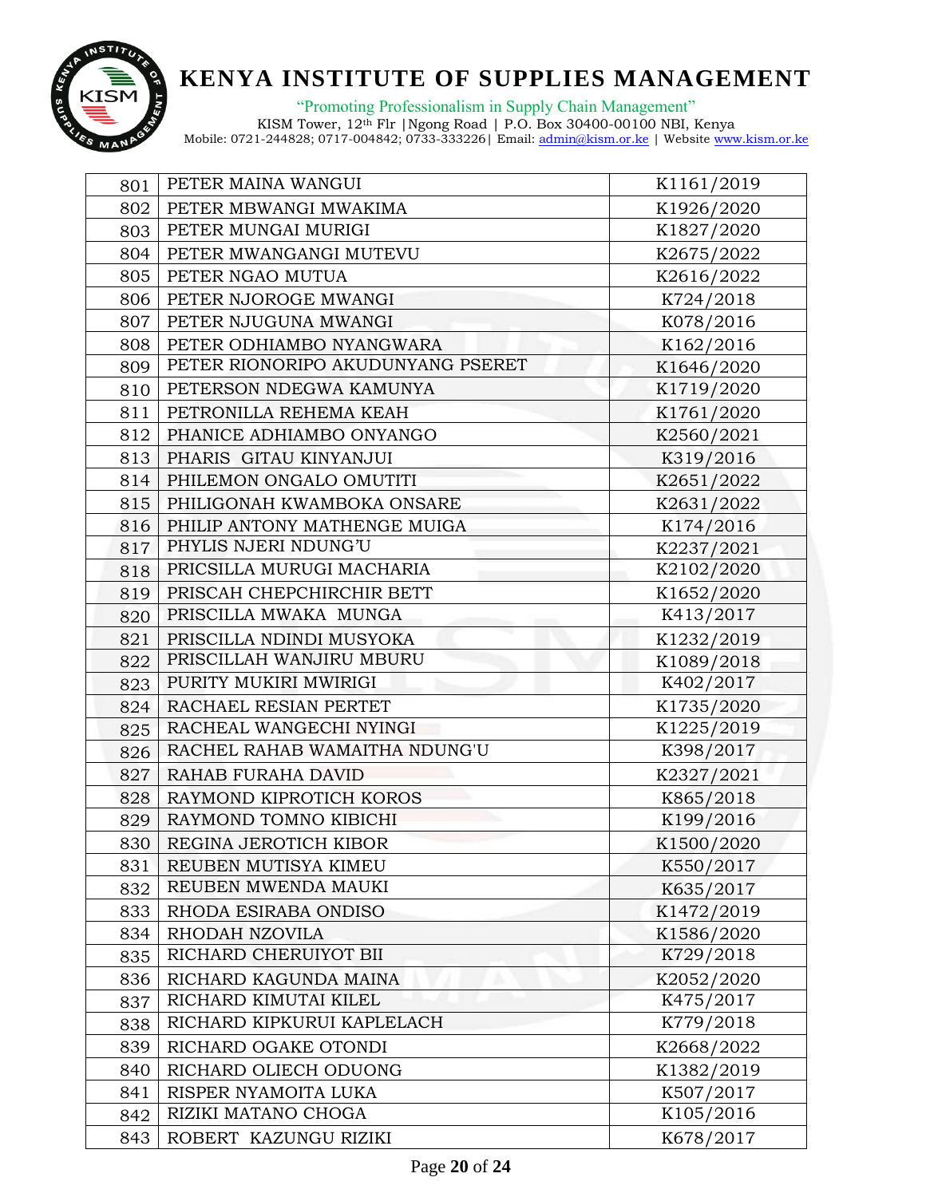| 801 | PETER MAINA WANGUI | K1161/2019 |
|---|---|---|
| 802 | PETER MBWANGI MWAKIMA | K1926/2020 |
| 803 | PETER MUNGAI MURIGI | K1827/2020 |
| 804 | PETER MWANGANGI MUTEVU | K2675/2022 |
| 805 | PETER NGAO MUTUA | K2616/2022 |
| 806 | PETER NJOROGE MWANGI | K724/2018 |
| 807 | PETER NJUGUNA MWANGI | K078/2016 |
| 808 | PETER ODHIAMBO NYANGWARA | K162/2016 |
| 809 | PETER RIONORIPO AKUDUNYANG PSERET | K1646/2020 |
| 810 | PETERSON NDEGWA KAMUNYA | K1719/2020 |
| 811 | PETRONILLA REHEMA KEAH | K1761/2020 |
| 812 | PHANICE ADHIAMBO ONYANGO | K2560/2021 |
| 813 | PHARIS GITAU KINYANJUI | K319/2016 |
| 814 | PHILEMON ONGALO OMUTITI | K2651/2022 |
| 815 | PHILIGONAH KWAMBOKA ONSARE | K2631/2022 |
| 816 | PHILIP ANTONY MATHENGE MUIGA | K174/2016 |
| 817 | PHYLIS NJERI NDUNG'U | K2237/2021 |
| 818 | PRICSILLA MURUGI MACHARIA | K2102/2020 |
| 819 | PRISCAH CHEPCHIRCHIR BETT | K1652/2020 |
| 820 | PRISCILLA MWAKA MUNGA | K413/2017 |
| 821 | PRISCILLA NDINDI MUSYOKA | K1232/2019 |
| 822 | PRISCILLAH WANJIRU MBURU | K1089/2018 |
| 823 | PURITY MUKIRI MWIRIGI | K402/2017 |
| 824 | RACHAEL RESIAN PERTET | K1735/2020 |
| 825 | RACHEAL WANGECHI NYINGI | K1225/2019 |
| 826 | RACHEL RAHAB WAMAITHA NDUNG'U | K398/2017 |
| 827 | RAHAB FURAHA DAVID | K2327/2021 |
| 828 | RAYMOND KIPROTICH KOROS | K865/2018 |
| 829 | RAYMOND TOMNO KIBICHI | K199/2016 |
| 830 | REGINA JEROTICH KIBOR | K1500/2020 |
| 831 | REUBEN MUTISYA KIMEU | K550/2017 |
| 832 | REUBEN MWENDA MAUKI | K635/2017 |
| 833 | RHODA ESIRABA ONDISO | K1472/2019 |
| 834 | RHODAH NZOVILA | K1586/2020 |
| 835 | RICHARD CHERUIYOT BII | K729/2018 |
| 836 | RICHARD KAGUNDA MAINA | K2052/2020 |
| 837 | RICHARD KIMUTAI KILEL | K475/2017 |
| 838 | RICHARD KIPKURUI KAPLELACH | K779/2018 |
| 839 | RICHARD OGAKE OTONDI | K2668/2022 |
| 840 | RICHARD OLIECH ODUONG | K1382/2019 |
| 841 | RISPER NYAMOITA LUKA | K507/2017 |
| 842 | RIZIKI MATANO CHOGA | K105/2016 |
| 843 | ROBERT KAZUNGU RIZIKI | K678/2017 |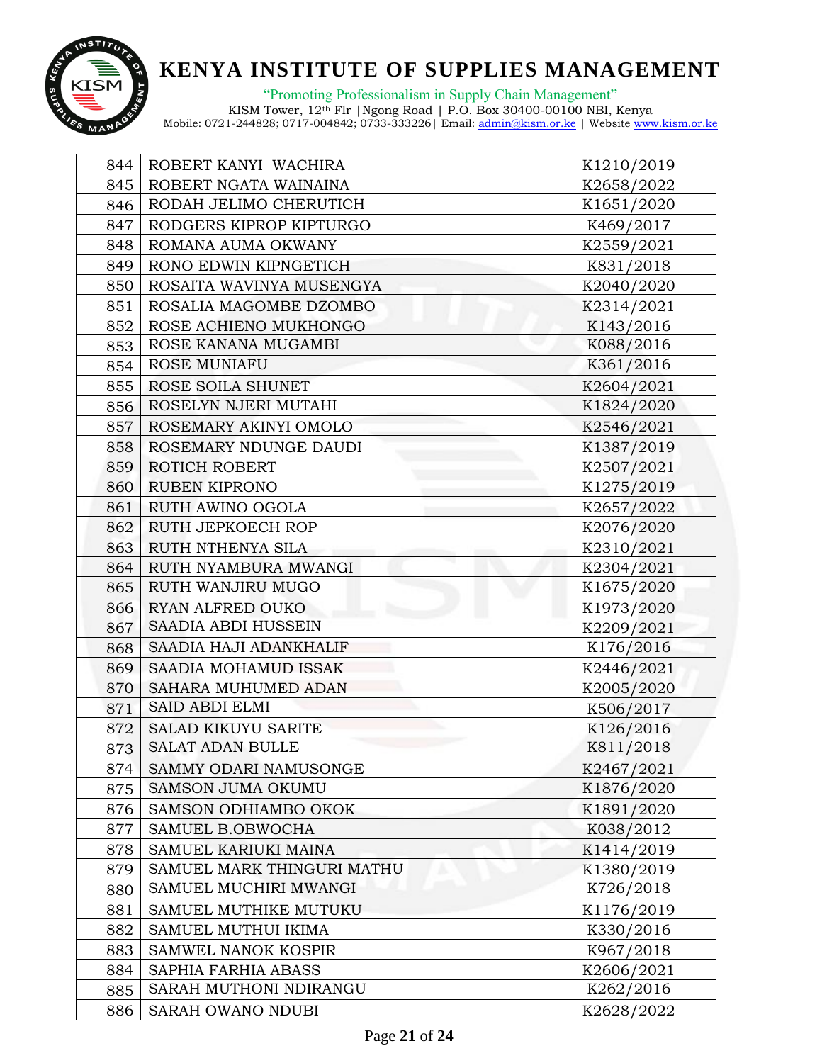| | | |
|---|---|---|
| 844 | ROBERT KANYI WACHIRA | K1210/2019 |
| 845 | ROBERT NGATA WAINAINA | K2658/2022 |
| 846 | RODAH JELIMO CHERUTICH | K1651/2020 |
| 847 | RODGERS KIPROP KIPTURGO | K469/2017 |
| 848 | ROMANA AUMA OKWANY | K2559/2021 |
| 849 | RONO EDWIN KIPNGETICH | K831/2018 |
| 850 | ROSAITA WAVINYA MUSENGYA | K2040/2020 |
| 851 | ROSALIA MAGOMBE DZOMBO | K2314/2021 |
| 852 | ROSE ACHIENO MUKHONGO | K143/2016 |
| 853 | ROSE KANANA MUGAMBI | K088/2016 |
| 854 | ROSE MUNIAFU | K361/2016 |
| 855 | ROSE SOILA SHUNET | K2604/2021 |
| 856 | ROSELYN NJERI MUTAHI | K1824/2020 |
| 857 | ROSEMARY AKINYI OMOLO | K2546/2021 |
| 858 | ROSEMARY NDUNGE DAUDI | K1387/2019 |
| 859 | ROTICH ROBERT | K2507/2021 |
| 860 | RUBEN KIPRONO | K1275/2019 |
| 861 | RUTH AWINO OGOLA | K2657/2022 |
| 862 | RUTH JEPKOECH ROP | K2076/2020 |
| 863 | RUTH NTHENYA SILA | K2310/2021 |
| 864 | RUTH NYAMBURA MWANGI | K2304/2021 |
| 865 | RUTH WANJIRU MUGO | K1675/2020 |
| 866 | RYAN ALFRED OUKO | K1973/2020 |
| 867 | SAADIA ABDI HUSSEIN | K2209/2021 |
| 868 | SAADIA HAJI ADANKHALIF | K176/2016 |
| 869 | SAADIA MOHAMUD ISSAK | K2446/2021 |
| 870 | SAHARA MUHUMED ADAN | K2005/2020 |
| 871 | SAID ABDI ELMI | K506/2017 |
| 872 | SALAD KIKUYU SARITE | K126/2016 |
| 873 | SALAT ADAN BULLE | K811/2018 |
| 874 | SAMMY ODARI NAMUSONGE | K2467/2021 |
| 875 | SAMSON JUMA OKUMU | K1876/2020 |
| 876 | SAMSON ODHIAMBO OKOK | K1891/2020 |
| 877 | SAMUEL B.OBWOCHA | K038/2012 |
| 878 | SAMUEL KARIUKI MAINA | K1414/2019 |
| 879 | SAMUEL MARK THINGURI MATHU | K1380/2019 |
| 880 | SAMUEL MUCHIRI MWANGI | K726/2018 |
| 881 | SAMUEL MUTHIKE MUTUKU | K1176/2019 |
| 882 | SAMUEL MUTHUI IKIMA | K330/2016 |
| 883 | SAMWEL NANOK KOSPIR | K967/2018 |
| 884 | SAPHIA FARHIA ABASS | K2606/2021 |
| 885 | SARAH MUTHONI NDIRANGU | K262/2016 |
| 886 | SARAH OWANO NDUBI | K2628/2022 |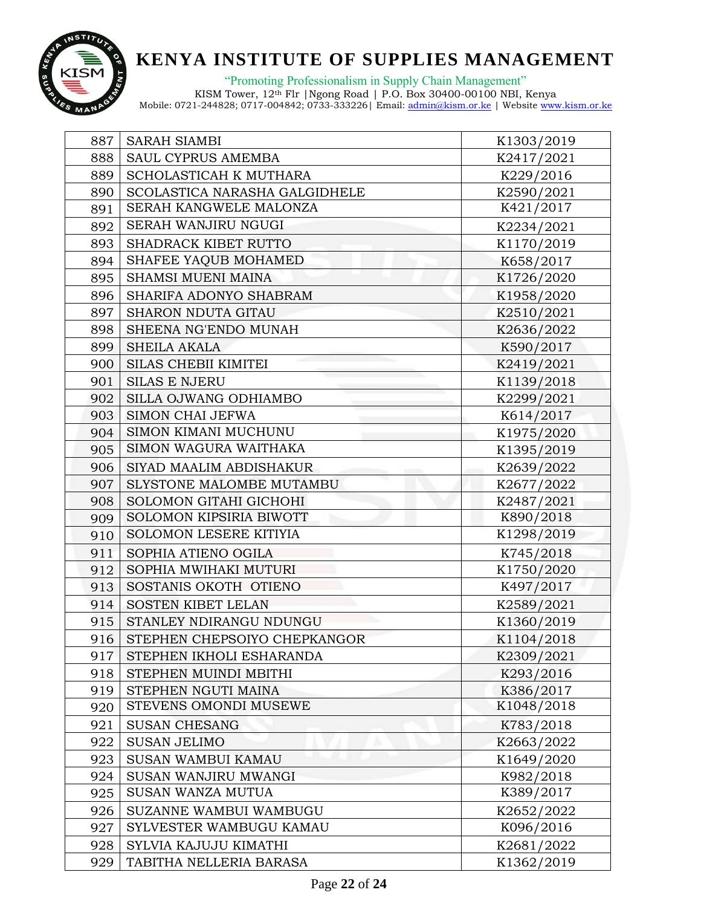# KENYA INSTITUTE OF SUPPLIES MANAGEMENT

"Promoting Professionalism in Supply Chain Management"
KISM Tower, 12th Flr |Ngong Road | P.O. Box 30400-00100 NBI, Kenya
Mobile: 0721-244828; 0717-004842; 0733-333226| Email: admin@kism.or.ke | Website www.kism.or.ke

| | | |
|---|---|---|
| 887 | SARAH SIAMBI | K1303/2019 |
| 888 | SAUL CYPRUS AMEMBA | K2417/2021 |
| 889 | SCHOLASTICAH K MUTHARA | K229/2016 |
| 890 | SCOLASTICA NARASHA GALGIDHELE | K2590/2021 |
| 891 | SERAH KANGWELE MALONZA | K421/2017 |
| 892 | SERAH WANJIRU NGUGI | K2234/2021 |
| 893 | SHADRACK KIBET RUTTO | K1170/2019 |
| 894 | SHAFEE YAQUB MOHAMED | K658/2017 |
| 895 | SHAMSI MUENI MAINA | K1726/2020 |
| 896 | SHARIFA ADONYO SHABRAM | K1958/2020 |
| 897 | SHARON NDUTA GITAU | K2510/2021 |
| 898 | SHEENA NG'ENDO MUNAH | K2636/2022 |
| 899 | SHEILA AKALA | K590/2017 |
| 900 | SILAS CHEBII KIMITEI | K2419/2021 |
| 901 | SILAS E NJERU | K1139/2018 |
| 902 | SILLA OJWANG ODHIAMBO | K2299/2021 |
| 903 | SIMON CHAI JEFWA | K614/2017 |
| 904 | SIMON KIMANI MUCHUNU | K1975/2020 |
| 905 | SIMON WAGURA WAITHAKA | K1395/2019 |
| 906 | SIYAD MAALIM ABDISHAKUR | K2639/2022 |
| 907 | SLYSTONE MALOMBE MUTAMBU | K2677/2022 |
| 908 | SOLOMON GITAHI GICHOHI | K2487/2021 |
| 909 | SOLOMON KIPSIRIA BIWOTT | K890/2018 |
| 910 | SOLOMON LESERE KITIYIA | K1298/2019 |
| 911 | SOPHIA ATIENO OGILA | K745/2018 |
| 912 | SOPHIA MWIHAKI MUTURI | K1750/2020 |
| 913 | SOSTANIS OKOTH OTIENO | K497/2017 |
| 914 | SOSTEN KIBET LELAN | K2589/2021 |
| 915 | STANLEY NDIRANGU NDUNGU | K1360/2019 |
| 916 | STEPHEN CHEPSOIYO CHEPKANGOR | K1104/2018 |
| 917 | STEPHEN IKHOLI ESHARANDA | K2309/2021 |
| 918 | STEPHEN MUINDI MBITHI | K293/2016 |
| 919 | STEPHEN NGUTI MAINA | K386/2017 |
| 920 | STEVENS OMONDI MUSEWE | K1048/2018 |
| 921 | SUSAN CHESANG | K783/2018 |
| 922 | SUSAN JELIMO | K2663/2022 |
| 923 | SUSAN WAMBUI KAMAU | K1649/2020 |
| 924 | SUSAN WANJIRU MWANGI | K982/2018 |
| 925 | SUSAN WANZA MUTUA | K389/2017 |
| 926 | SUZANNE WAMBUI WAMBUGU | K2652/2022 |
| 927 | SYLVESTER WAMBUGU KAMAU | K096/2016 |
| 928 | SYLVIA KAJUJU KIMATHI | K2681/2022 |
| 929 | TABITHA NELLERIA BARASA | K1362/2019 |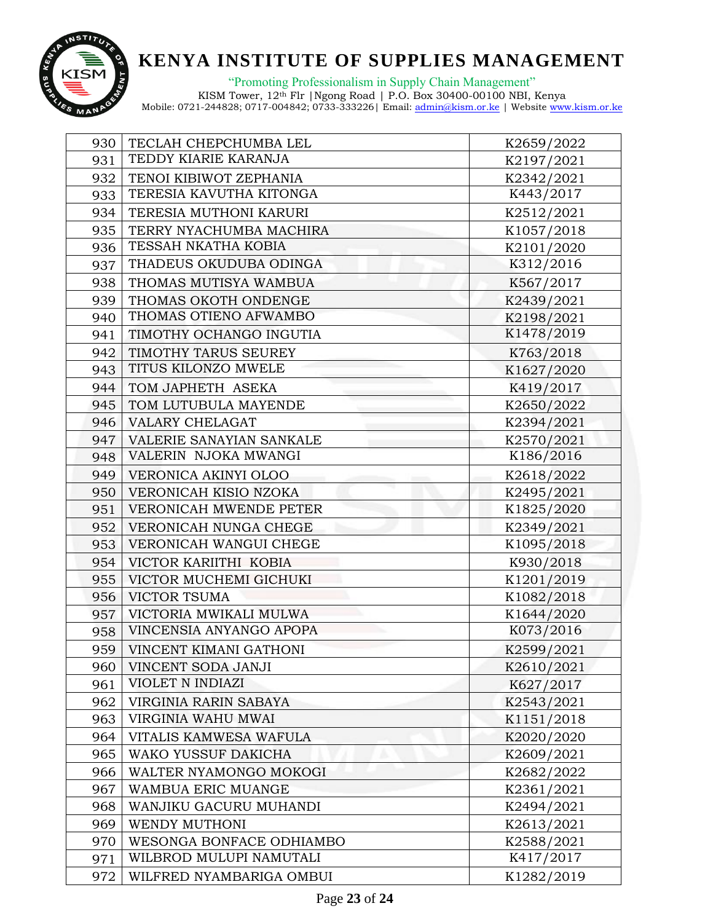| 930 | TECLAH CHEPCHUMBA LEL | K2659/2022 |
|---|---|---|
| 931 | TEDDY KIARIE KARANJA | K2197/2021 |
| 932 | TENOI KIBIWOT ZEPHANIA | K2342/2021 |
| 933 | TERESIA KAVUTHA KITONGA | K443/2017 |
| 934 | TERESIA MUTHONI KARURI | K2512/2021 |
| 935 | TERRY NYACHUMBA MACHIRA | K1057/2018 |
| 936 | TESSAH NKATHA KOBIA | K2101/2020 |
| 937 | THADEUS OKUDUBA ODINGA | K312/2016 |
| 938 | THOMAS MUTISYA WAMBUA | K567/2017 |
| 939 | THOMAS OKOTH ONDENGE | K2439/2021 |
| 940 | THOMAS OTIENO AFWAMBO | K2198/2021 |
| 941 | TIMOTHY OCHANGO INGUTIA | K1478/2019 |
| 942 | TIMOTHY TARUS SEUREY | K763/2018 |
| 943 | TITUS KILONZO MWELE | K1627/2020 |
| 944 | TOM JAPHETH ASEKA | K419/2017 |
| 945 | TOM LUTUBULA MAYENDE | K2650/2022 |
| 946 | VALARY CHELAGAT | K2394/2021 |
| 947 | VALERIE SANAYIAN SANKALE | K2570/2021 |
| 948 | VALERIN NJOKA MWANGI | K186/2016 |
| 949 | VERONICA AKINYI OLOO | K2618/2022 |
| 950 | VERONICAH KISIO NZOKA | K2495/2021 |
| 951 | VERONICAH MWENDE PETER | K1825/2020 |
| 952 | VERONICAH NUNGA CHEGE | K2349/2021 |
| 953 | VERONICAH WANGUI CHEGE | K1095/2018 |
| 954 | VICTOR KARIITHI KOBIA | K930/2018 |
| 955 | VICTOR MUCHEMI GICHUKI | K1201/2019 |
| 956 | VICTOR TSUMA | K1082/2018 |
| 957 | VICTORIA MWIKALI MULWA | K1644/2020 |
| 958 | VINCENSIA ANYANGO APOPA | K073/2016 |
| 959 | VINCENT KIMANI GATHONI | K2599/2021 |
| 960 | VINCENT SODA JANJI | K2610/2021 |
| 961 | VIOLET N INDIAZI | K627/2017 |
| 962 | VIRGINIA RARIN SABAYA | K2543/2021 |
| 963 | VIRGINIA WAHU MWAI | K1151/2018 |
| 964 | VITALIS KAMWESA WAFULA | K2020/2020 |
| 965 | WAKO YUSSUF DAKICHA | K2609/2021 |
| 966 | WALTER NYAMONGO MOKOGI | K2682/2022 |
| 967 | WAMBUA ERIC MUANGE | K2361/2021 |
| 968 | WANJIKU GACURU MUHANDI | K2494/2021 |
| 969 | WENDY MUTHONI | K2613/2021 |
| 970 | WESONGA BONFACE ODHIAMBO | K2588/2021 |
| 971 | WILBROD MULUPI NAMUTALI | K417/2017 |
| 972 | WILFRED NYAMBARIGA OMBUI | K1282/2019 |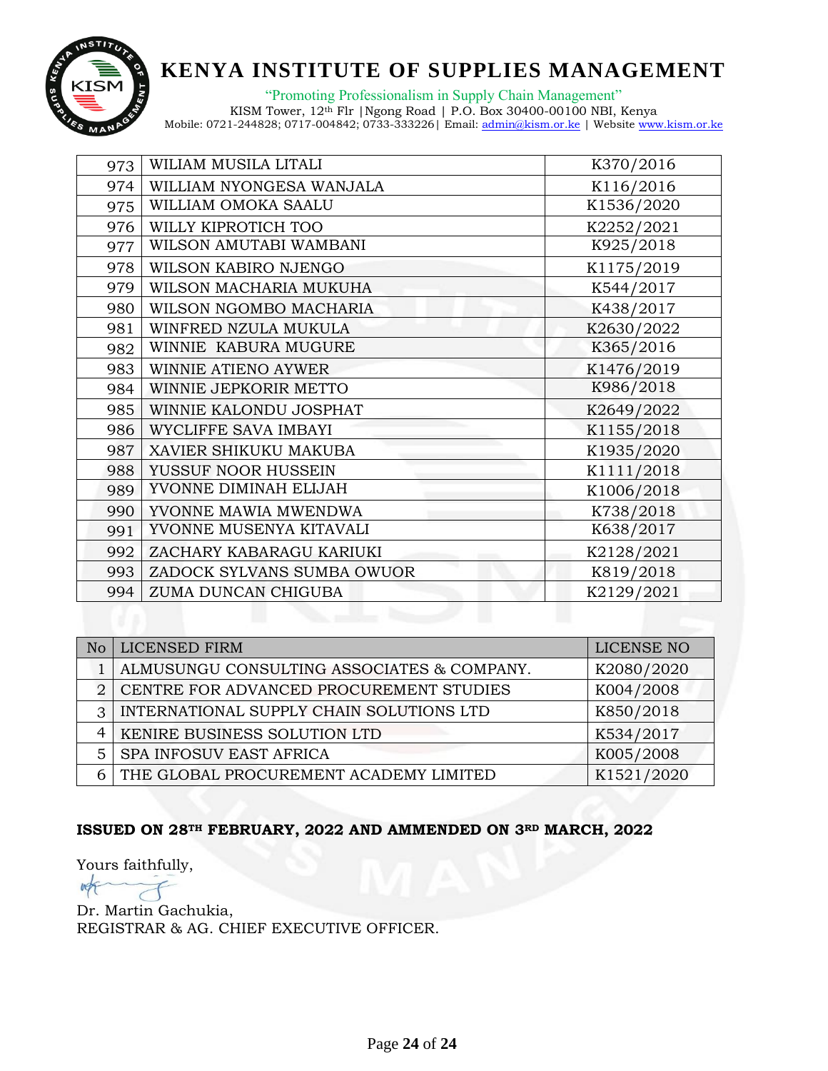| | | |
|---|---|---|
| 973 | WILIAM MUSILA LITALI | K370/2016 |
| 974 | WILLIAM NYONGESA WANJALA | K116/2016 |
| 975 | WILLIAM OMOKA SAALU | K1536/2020 |
| 976 | WILLY KIPROTICH TOO | K2252/2021 |
| 977 | WILSON AMUTABI WAMBANI | K925/2018 |
| 978 | WILSON KABIRO NJENGO | K1175/2019 |
| 979 | WILSON MACHARIA MUKUHA | K544/2017 |
| 980 | WILSON NGOMBO MACHARIA | K438/2017 |
| 981 | WINFRED NZULA MUKULA | K2630/2022 |
| 982 | WINNIE KABURA MUGURE | K365/2016 |
| 983 | WINNIE ATIENO AYWER | K1476/2019 |
| 984 | WINNIE JEPKORIR METTO | K986/2018 |
| 985 | WINNIE KALONDU JOSPHAT | K2649/2022 |
| 986 | WYCLIFFE SAVA IMBAYI | K1155/2018 |
| 987 | XAVIER SHIKUKU MAKUBA | K1935/2020 |
| 988 | YUSSUF NOOR HUSSEIN | K1111/2018 |
| 989 | YVONNE DIMINAH ELIJAH | K1006/2018 |
| 990 | YVONNE MAWIA MWENDWA | K738/2018 |
| 991 | YVONNE MUSENYA KITAVALI | K638/2017 |
| 992 | ZACHARY KABARAGU KARIUKI | K2128/2021 |
| 993 | ZADOCK SYLVANS SUMBA OWUOR | K819/2018 |
| 994 | ZUMA DUNCAN CHIGUBA | K2129/2021 |

| No | LICENSED FIRM | LICENSE NO |
|---|---|---|
| 1 | ALMUSUNGU CONSULTING ASSOCIATES & COMPANY. | K2080/2020 |
| 2 | CENTRE FOR ADVANCED PROCUREMENT STUDIES | K004/2008 |
| 3 | INTERNATIONAL SUPPLY CHAIN SOLUTIONS LTD | K850/2018 |
| 4 | KENIRE BUSINESS SOLUTION LTD | K534/2017 |
| 5 | SPA INFOSUV EAST AFRICA | K005/2008 |
| 6 | THE GLOBAL PROCUREMENT ACADEMY LIMITED | K1521/2020 |

**ISSUED ON 28TH FEBRUARY, 2022 AND AMMENDED ON 3RD MARCH, 2022**

Yours faithfully,

Dr. Martin Gachukia,
REGISTRAR & AG. CHIEF EXECUTIVE OFFICER.